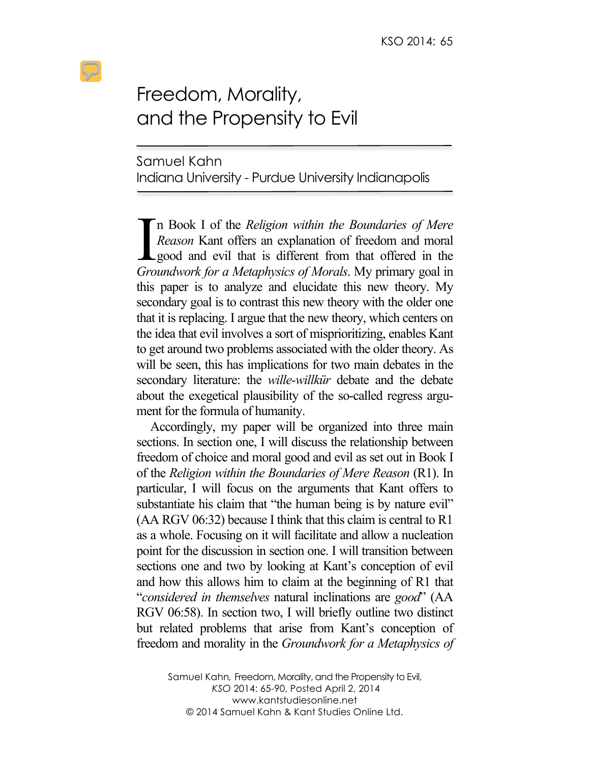# Freedom, Morality, and the Propensity to Evil

Samuel Kahn
Indiana University - Purdue University Indianapolis

In Book I of the *Religion within the Boundaries of Mere Reason* Kant offers an explanation of freedom and moral good and evil that is different from that offered in the *Groundwork for a Metaphysics of Morals*. My primary goal in this paper is to analyze and elucidate this new theory. My secondary goal is to contrast this new theory with the older one that it is replacing. I argue that the new theory, which centers on the idea that evil involves a sort of misprioritizing, enables Kant to get around two problems associated with the older theory. As will be seen, this has implications for two main debates in the secondary literature: the *wille-willkür* debate and the debate about the exegetical plausibility of the so-called regress argument for the formula of humanity.

Accordingly, my paper will be organized into three main sections. In section one, I will discuss the relationship between freedom of choice and moral good and evil as set out in Book I of the *Religion within the Boundaries of Mere Reason* (R1). In particular, I will focus on the arguments that Kant offers to substantiate his claim that "the human being is by nature evil" (AA RGV 06:32) because I think that this claim is central to R1 as a whole. Focusing on it will facilitate and allow a nucleation point for the discussion in section one. I will transition between sections one and two by looking at Kant's conception of evil and how this allows him to claim at the beginning of R1 that "*considered in themselves* natural inclinations are *good*" (AA RGV 06:58). In section two, I will briefly outline two distinct but related problems that arise from Kant's conception of freedom and morality in the *Groundwork for a Metaphysics of*

Samuel Kahn, Freedom, Morality, and the Propensity to Evil, *KSO* 2014: 65-90, Posted April 2, 2014
www.kantstudiesonline.net
© 2014 Samuel Kahn & Kant Studies Online Ltd.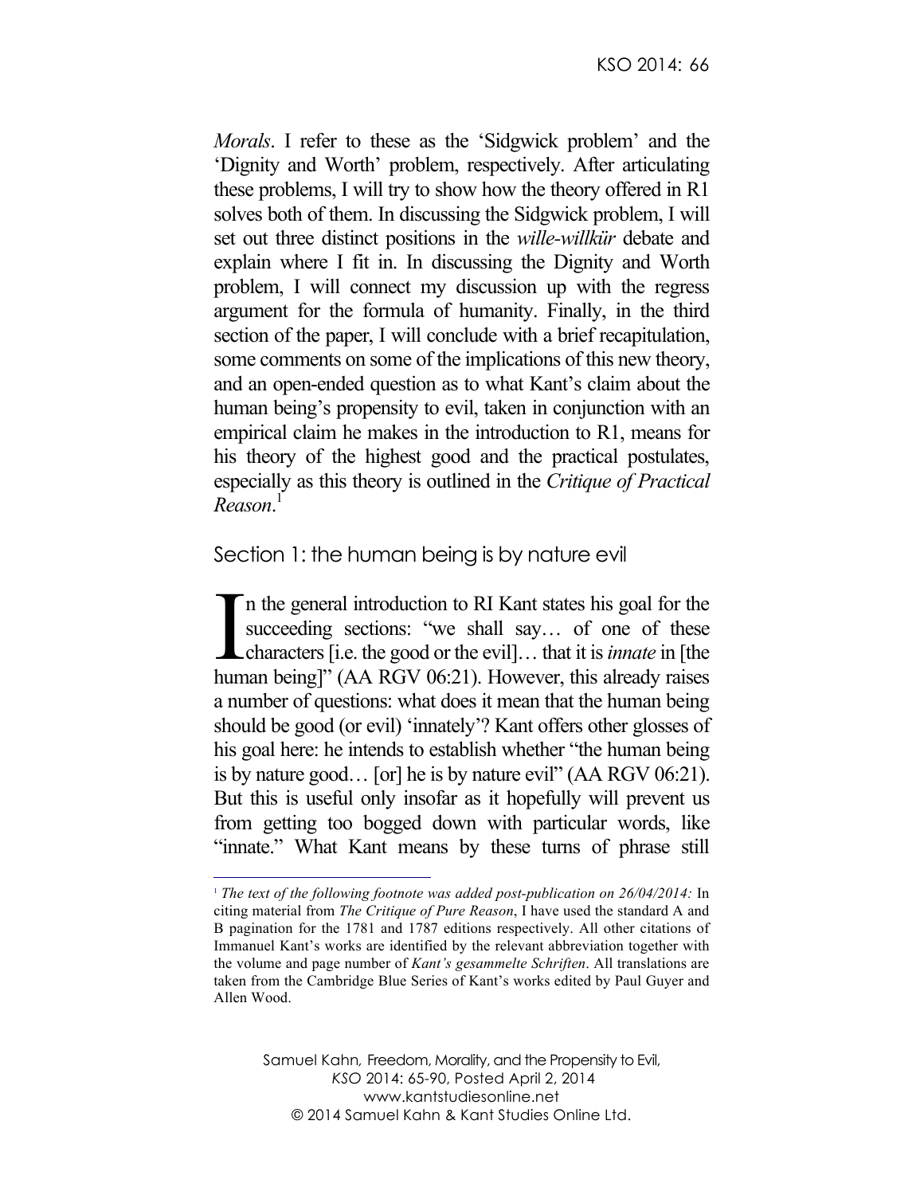*Morals*. I refer to these as the 'Sidgwick problem' and the 'Dignity and Worth' problem, respectively. After articulating these problems, I will try to show how the theory offered in R1 solves both of them. In discussing the Sidgwick problem, I will set out three distinct positions in the *wille-willkür* debate and explain where I fit in. In discussing the Dignity and Worth problem, I will connect my discussion up with the regress argument for the formula of humanity. Finally, in the third section of the paper, I will conclude with a brief recapitulation, some comments on some of the implications of this new theory, and an open-ended question as to what Kant's claim about the human being's propensity to evil, taken in conjunction with an empirical claim he makes in the introduction to R1, means for his theory of the highest good and the practical postulates, especially as this theory is outlined in the *Critique of Practical Reason*.[1]

## Section 1: the human being is by nature evil

In the general introduction to RI Kant states his goal for the succeeding sections: "we shall say… of one of these characters [i.e. the good or the evil]… that it is *innate* in [the human being]" (AA RGV 06:21). However, this already raises a number of questions: what does it mean that the human being should be good (or evil) 'innately'? Kant offers other glosses of his goal here: he intends to establish whether "the human being is by nature good… [or] he is by nature evil" (AA RGV 06:21). But this is useful only insofar as it hopefully will prevent us from getting too bogged down with particular words, like "innate." What Kant means by these turns of phrase still

---

[1] *The text of the following footnote was added post-publication on 26/04/2014:* In citing material from *The Critique of Pure Reason*, I have used the standard A and B pagination for the 1781 and 1787 editions respectively. All other citations of Immanuel Kant's works are identified by the relevant abbreviation together with the volume and page number of *Kant's gesammelte Schriften*. All translations are taken from the Cambridge Blue Series of Kant's works edited by Paul Guyer and Allen Wood.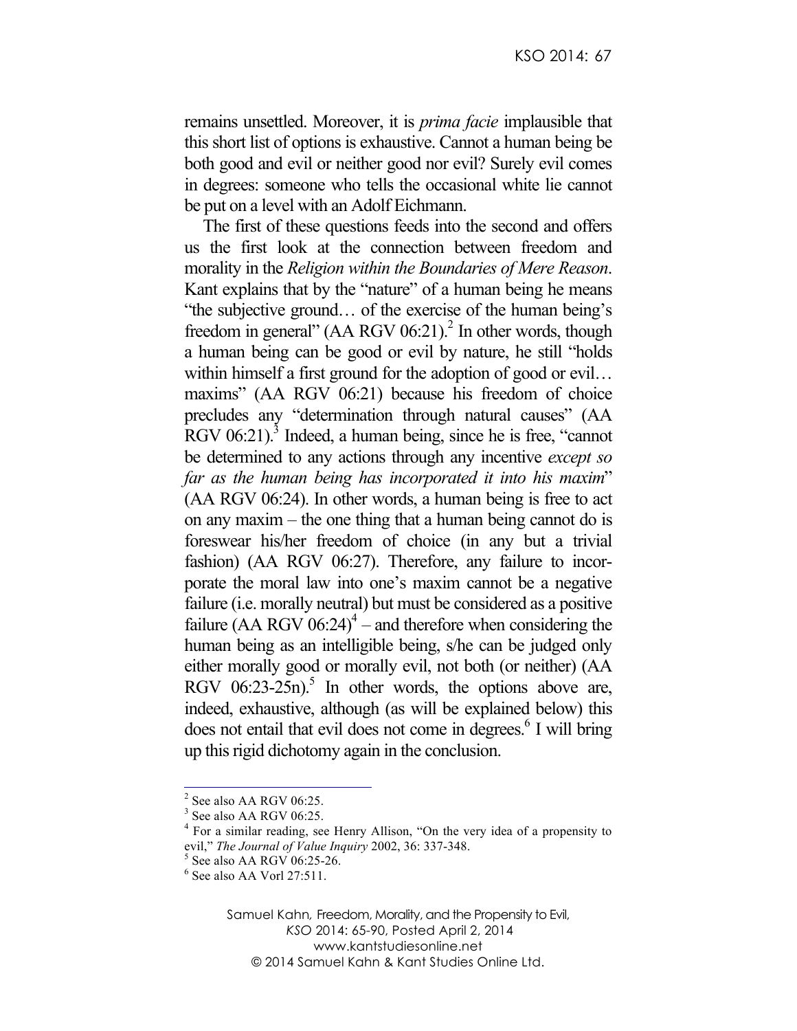remains unsettled. Moreover, it is *prima facie* implausible that this short list of options is exhaustive. Cannot a human being be both good and evil or neither good nor evil? Surely evil comes in degrees: someone who tells the occasional white lie cannot be put on a level with an Adolf Eichmann.

The first of these questions feeds into the second and offers us the first look at the connection between freedom and morality in the *Religion within the Boundaries of Mere Reason*. Kant explains that by the "nature" of a human being he means "the subjective ground… of the exercise of the human being's freedom in general" (AA RGV 06:21).[2] In other words, though a human being can be good or evil by nature, he still "holds within himself a first ground for the adoption of good or evil… maxims" (AA RGV 06:21) because his freedom of choice precludes any "determination through natural causes" (AA RGV 06:21).[3] Indeed, a human being, since he is free, "cannot be determined to any actions through any incentive *except so far as the human being has incorporated it into his maxim*" (AA RGV 06:24). In other words, a human being is free to act on any maxim – the one thing that a human being cannot do is foreswear his/her freedom of choice (in any but a trivial fashion) (AA RGV 06:27). Therefore, any failure to incorporate the moral law into one's maxim cannot be a negative failure (i.e. morally neutral) but must be considered as a positive failure (AA RGV 06:24)[4] – and therefore when considering the human being as an intelligible being, s/he can be judged only either morally good or morally evil, not both (or neither) (AA RGV 06:23-25n).[5] In other words, the options above are, indeed, exhaustive, although (as will be explained below) this does not entail that evil does not come in degrees.[6] I will bring up this rigid dichotomy again in the conclusion.

---

[2] See also AA RGV 06:25.

[3] See also AA RGV 06:25.

[4] For a similar reading, see Henry Allison, "On the very idea of a propensity to evil," *The Journal of Value Inquiry* 2002, 36: 337-348.

[5] See also AA RGV 06:25-26.

[6] See also AA Vorl 27:511.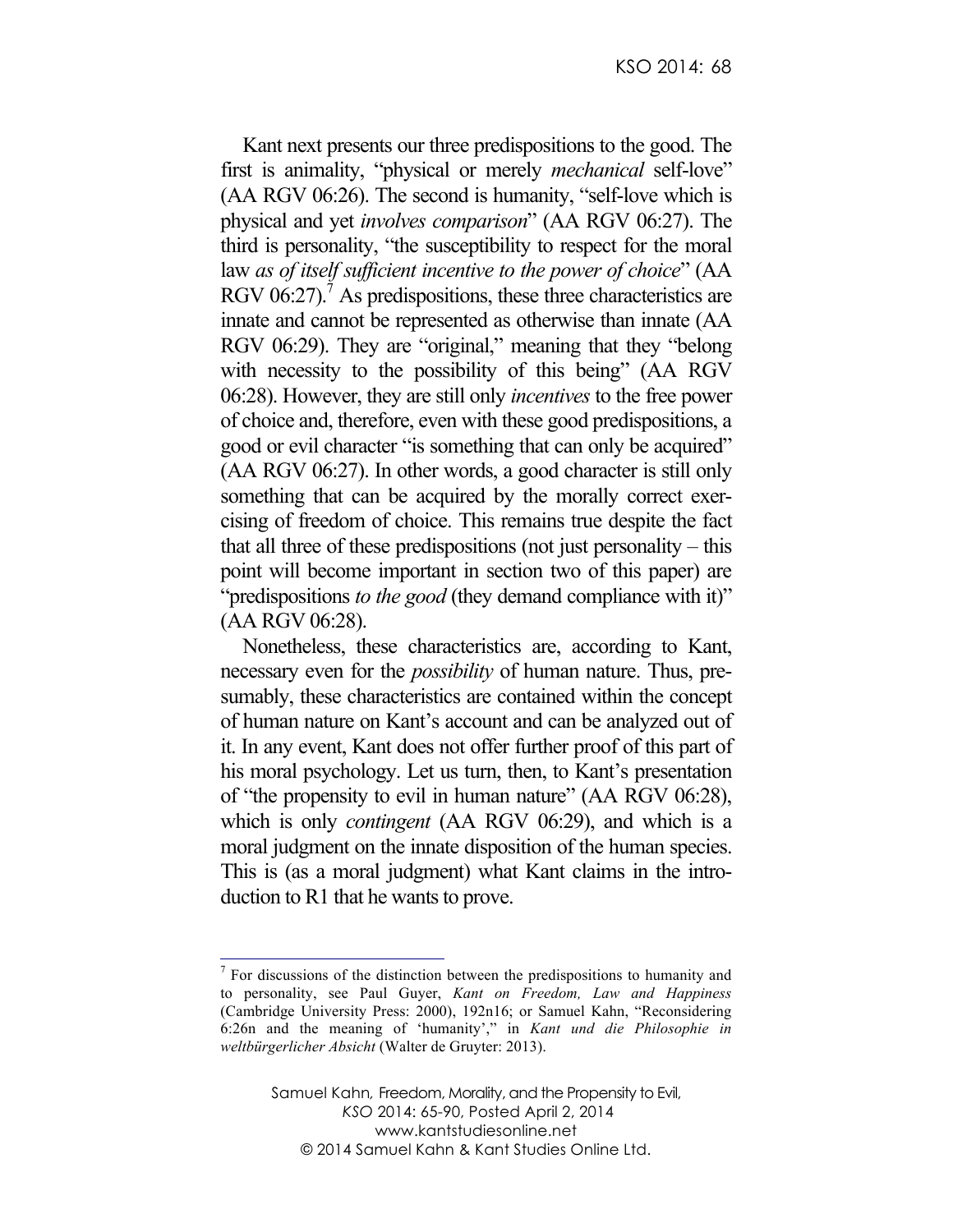Kant next presents our three predispositions to the good. The first is animality, "physical or merely *mechanical* self-love" (AA RGV 06:26). The second is humanity, "self-love which is physical and yet *involves comparison*" (AA RGV 06:27). The third is personality, "the susceptibility to respect for the moral law *as of itself sufficient incentive to the power of choice*" (AA RGV 06:27).[7] As predispositions, these three characteristics are innate and cannot be represented as otherwise than innate (AA RGV 06:29). They are "original," meaning that they "belong with necessity to the possibility of this being" (AA RGV 06:28). However, they are still only *incentives* to the free power of choice and, therefore, even with these good predispositions, a good or evil character "is something that can only be acquired" (AA RGV 06:27). In other words, a good character is still only something that can be acquired by the morally correct exercising of freedom of choice. This remains true despite the fact that all three of these predispositions (not just personality – this point will become important in section two of this paper) are "predispositions *to the good* (they demand compliance with it)" (AA RGV 06:28).

Nonetheless, these characteristics are, according to Kant, necessary even for the *possibility* of human nature. Thus, presumably, these characteristics are contained within the concept of human nature on Kant's account and can be analyzed out of it. In any event, Kant does not offer further proof of this part of his moral psychology. Let us turn, then, to Kant's presentation of "the propensity to evil in human nature" (AA RGV 06:28), which is only *contingent* (AA RGV 06:29), and which is a moral judgment on the innate disposition of the human species. This is (as a moral judgment) what Kant claims in the introduction to R1 that he wants to prove.

---

[7] For discussions of the distinction between the predispositions to humanity and to personality, see Paul Guyer, *Kant on Freedom, Law and Happiness* (Cambridge University Press: 2000), 192n16; or Samuel Kahn, "Reconsidering 6:26n and the meaning of 'humanity'," in *Kant und die Philosophie in weltbürgerlicher Absicht* (Walter de Gruyter: 2013).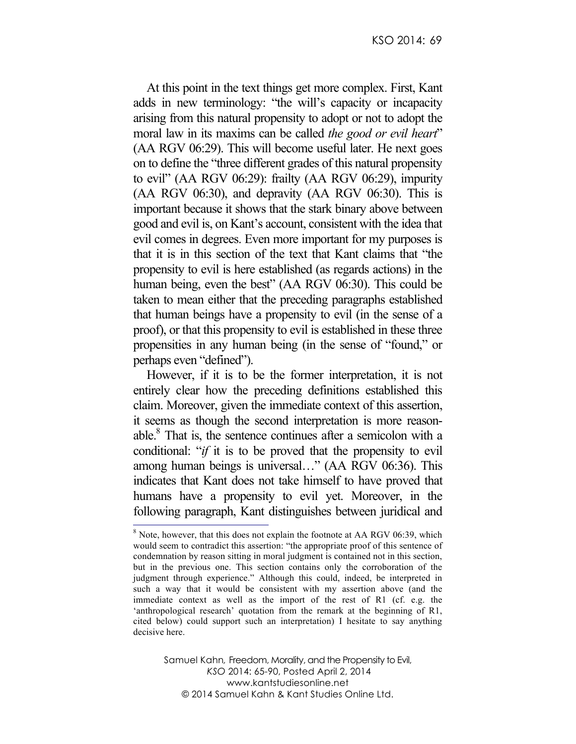At this point in the text things get more complex. First, Kant adds in new terminology: "the will's capacity or incapacity arising from this natural propensity to adopt or not to adopt the moral law in its maxims can be called *the good or evil heart*" (AA RGV 06:29). This will become useful later. He next goes on to define the "three different grades of this natural propensity to evil" (AA RGV 06:29): frailty (AA RGV 06:29), impurity (AA RGV 06:30), and depravity (AA RGV 06:30). This is important because it shows that the stark binary above between good and evil is, on Kant's account, consistent with the idea that evil comes in degrees. Even more important for my purposes is that it is in this section of the text that Kant claims that "the propensity to evil is here established (as regards actions) in the human being, even the best" (AA RGV 06:30). This could be taken to mean either that the preceding paragraphs established that human beings have a propensity to evil (in the sense of a proof), or that this propensity to evil is established in these three propensities in any human being (in the sense of "found," or perhaps even "defined").

However, if it is to be the former interpretation, it is not entirely clear how the preceding definitions established this claim. Moreover, given the immediate context of this assertion, it seems as though the second interpretation is more reasonable.[8] That is, the sentence continues after a semicolon with a conditional: "*if* it is to be proved that the propensity to evil among human beings is universal…" (AA RGV 06:36). This indicates that Kant does not take himself to have proved that humans have a propensity to evil yet. Moreover, in the following paragraph, Kant distinguishes between juridical and

[8] Note, however, that this does not explain the footnote at AA RGV 06:39, which would seem to contradict this assertion: "the appropriate proof of this sentence of condemnation by reason sitting in moral judgment is contained not in this section, but in the previous one. This section contains only the corroboration of the judgment through experience." Although this could, indeed, be interpreted in such a way that it would be consistent with my assertion above (and the immediate context as well as the import of the rest of R1 (cf. e.g. the 'anthropological research' quotation from the remark at the beginning of R1, cited below) could support such an interpretation) I hesitate to say anything decisive here.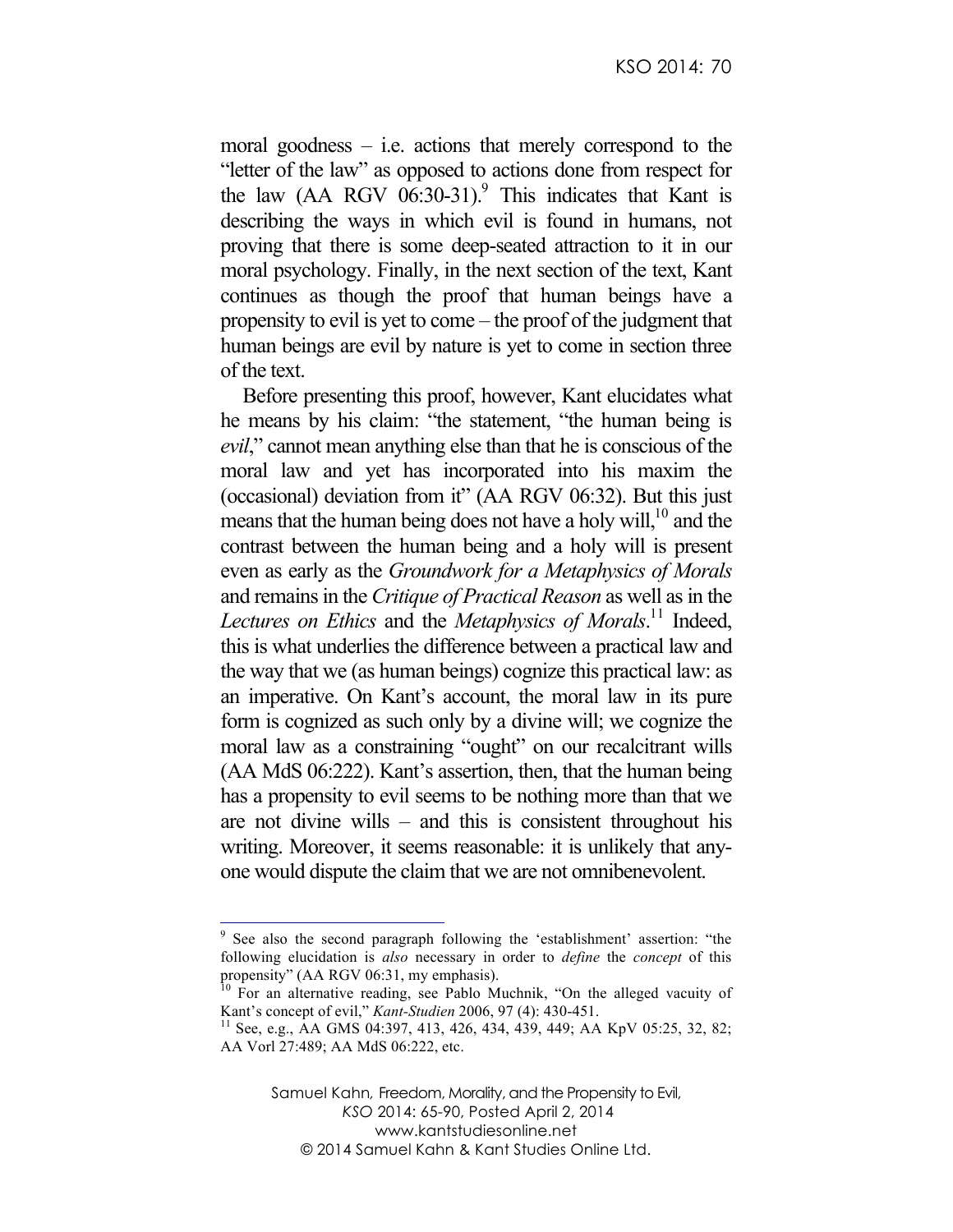moral goodness – i.e. actions that merely correspond to the "letter of the law" as opposed to actions done from respect for the law (AA RGV 06:30-31).[9] This indicates that Kant is describing the ways in which evil is found in humans, not proving that there is some deep-seated attraction to it in our moral psychology. Finally, in the next section of the text, Kant continues as though the proof that human beings have a propensity to evil is yet to come – the proof of the judgment that human beings are evil by nature is yet to come in section three of the text.

Before presenting this proof, however, Kant elucidates what he means by his claim: "the statement, "the human being is *evil*," cannot mean anything else than that he is conscious of the moral law and yet has incorporated into his maxim the (occasional) deviation from it" (AA RGV 06:32). But this just means that the human being does not have a holy will,[10] and the contrast between the human being and a holy will is present even as early as the *Groundwork for a Metaphysics of Morals* and remains in the *Critique of Practical Reason* as well as in the *Lectures on Ethics* and the *Metaphysics of Morals*.[11] Indeed, this is what underlies the difference between a practical law and the way that we (as human beings) cognize this practical law: as an imperative. On Kant's account, the moral law in its pure form is cognized as such only by a divine will; we cognize the moral law as a constraining "ought" on our recalcitrant wills (AA MdS 06:222). Kant's assertion, then, that the human being has a propensity to evil seems to be nothing more than that we are not divine wills – and this is consistent throughout his writing. Moreover, it seems reasonable: it is unlikely that anyone would dispute the claim that we are not omnibenevolent.

---

[9] See also the second paragraph following the 'establishment' assertion: "the following elucidation is *also* necessary in order to *define* the *concept* of this propensity" (AA RGV 06:31, my emphasis).

[10] For an alternative reading, see Pablo Muchnik, "On the alleged vacuity of Kant's concept of evil," *Kant-Studien* 2006, 97 (4): 430-451.

[11] See, e.g., AA GMS 04:397, 413, 426, 434, 439, 449; AA KpV 05:25, 32, 82; AA Vorl 27:489; AA MdS 06:222, etc.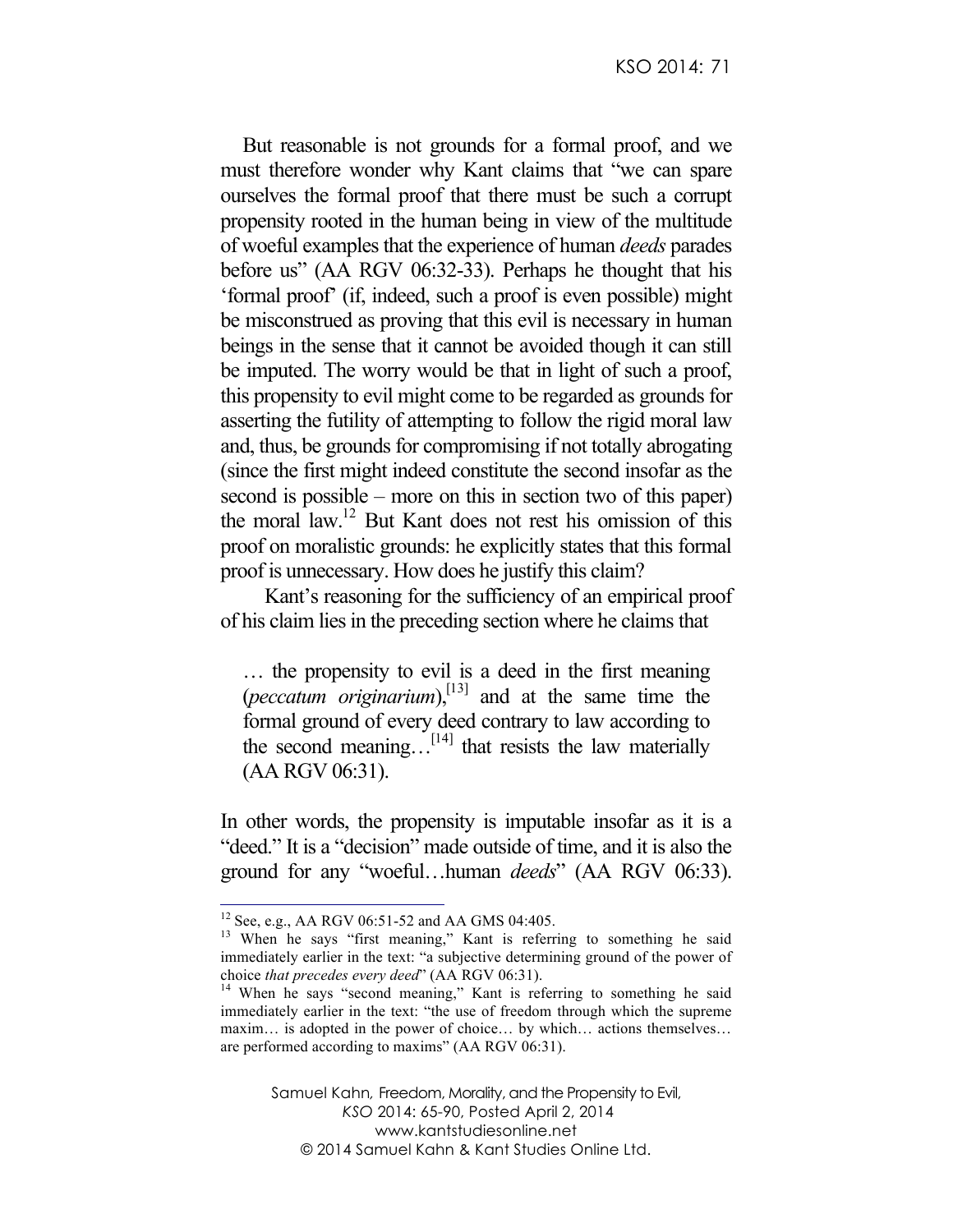But reasonable is not grounds for a formal proof, and we must therefore wonder why Kant claims that "we can spare ourselves the formal proof that there must be such a corrupt propensity rooted in the human being in view of the multitude of woeful examples that the experience of human *deeds* parades before us" (AA RGV 06:32-33). Perhaps he thought that his 'formal proof' (if, indeed, such a proof is even possible) might be misconstrued as proving that this evil is necessary in human beings in the sense that it cannot be avoided though it can still be imputed. The worry would be that in light of such a proof, this propensity to evil might come to be regarded as grounds for asserting the futility of attempting to follow the rigid moral law and, thus, be grounds for compromising if not totally abrogating (since the first might indeed constitute the second insofar as the second is possible – more on this in section two of this paper) the moral law.[12] But Kant does not rest his omission of this proof on moralistic grounds: he explicitly states that this formal proof is unnecessary. How does he justify this claim?

Kant's reasoning for the sufficiency of an empirical proof of his claim lies in the preceding section where he claims that

> … the propensity to evil is a deed in the first meaning (*peccatum originarium*),[13] and at the same time the formal ground of every deed contrary to law according to the second meaning…[14] that resists the law materially (AA RGV 06:31).

In other words, the propensity is imputable insofar as it is a "deed." It is a "decision" made outside of time, and it is also the ground for any "woeful…human *deeds*" (AA RGV 06:33).

---

[12] See, e.g., AA RGV 06:51-52 and AA GMS 04:405.

[13] When he says "first meaning," Kant is referring to something he said immediately earlier in the text: "a subjective determining ground of the power of choice *that precedes every deed*" (AA RGV 06:31).

[14] When he says "second meaning," Kant is referring to something he said immediately earlier in the text: "the use of freedom through which the supreme maxim… is adopted in the power of choice… by which… actions themselves… are performed according to maxims" (AA RGV 06:31).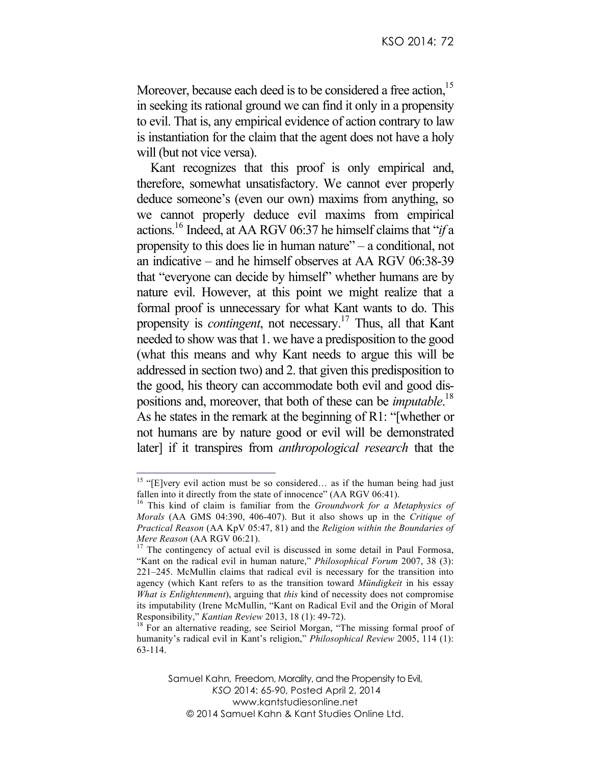Moreover, because each deed is to be considered a free action,[15] in seeking its rational ground we can find it only in a propensity to evil. That is, any empirical evidence of action contrary to law is instantiation for the claim that the agent does not have a holy will (but not vice versa).

Kant recognizes that this proof is only empirical and, therefore, somewhat unsatisfactory. We cannot ever properly deduce someone's (even our own) maxims from anything, so we cannot properly deduce evil maxims from empirical actions.[16] Indeed, at AA RGV 06:37 he himself claims that "*if* a propensity to this does lie in human nature" – a conditional, not an indicative – and he himself observes at AA RGV 06:38-39 that "everyone can decide by himself" whether humans are by nature evil. However, at this point we might realize that a formal proof is unnecessary for what Kant wants to do. This propensity is *contingent*, not necessary.[17] Thus, all that Kant needed to show was that 1. we have a predisposition to the good (what this means and why Kant needs to argue this will be addressed in section two) and 2. that given this predisposition to the good, his theory can accommodate both evil and good dispositions and, moreover, that both of these can be *imputable*.[18] As he states in the remark at the beginning of R1: "[whether or not humans are by nature good or evil will be demonstrated later] if it transpires from *anthropological research* that the

---

[15] "[E]very evil action must be so considered… as if the human being had just fallen into it directly from the state of innocence" (AA RGV 06:41).

[16] This kind of claim is familiar from the *Groundwork for a Metaphysics of Morals* (AA GMS 04:390, 406-407). But it also shows up in the *Critique of Practical Reason* (AA KpV 05:47, 81) and the *Religion within the Boundaries of Mere Reason* (AA RGV 06:21).

[17] The contingency of actual evil is discussed in some detail in Paul Formosa, "Kant on the radical evil in human nature," *Philosophical Forum* 2007, 38 (3): 221–245. McMullin claims that radical evil is necessary for the transition into agency (which Kant refers to as the transition toward *Mündigkeit* in his essay *What is Enlightenment*), arguing that *this* kind of necessity does not compromise its imputability (Irene McMullin, "Kant on Radical Evil and the Origin of Moral Responsibility," *Kantian Review* 2013, 18 (1): 49-72).

[18] For an alternative reading, see Seiriol Morgan, "The missing formal proof of humanity's radical evil in Kant's religion," *Philosophical Review* 2005, 114 (1): 63-114.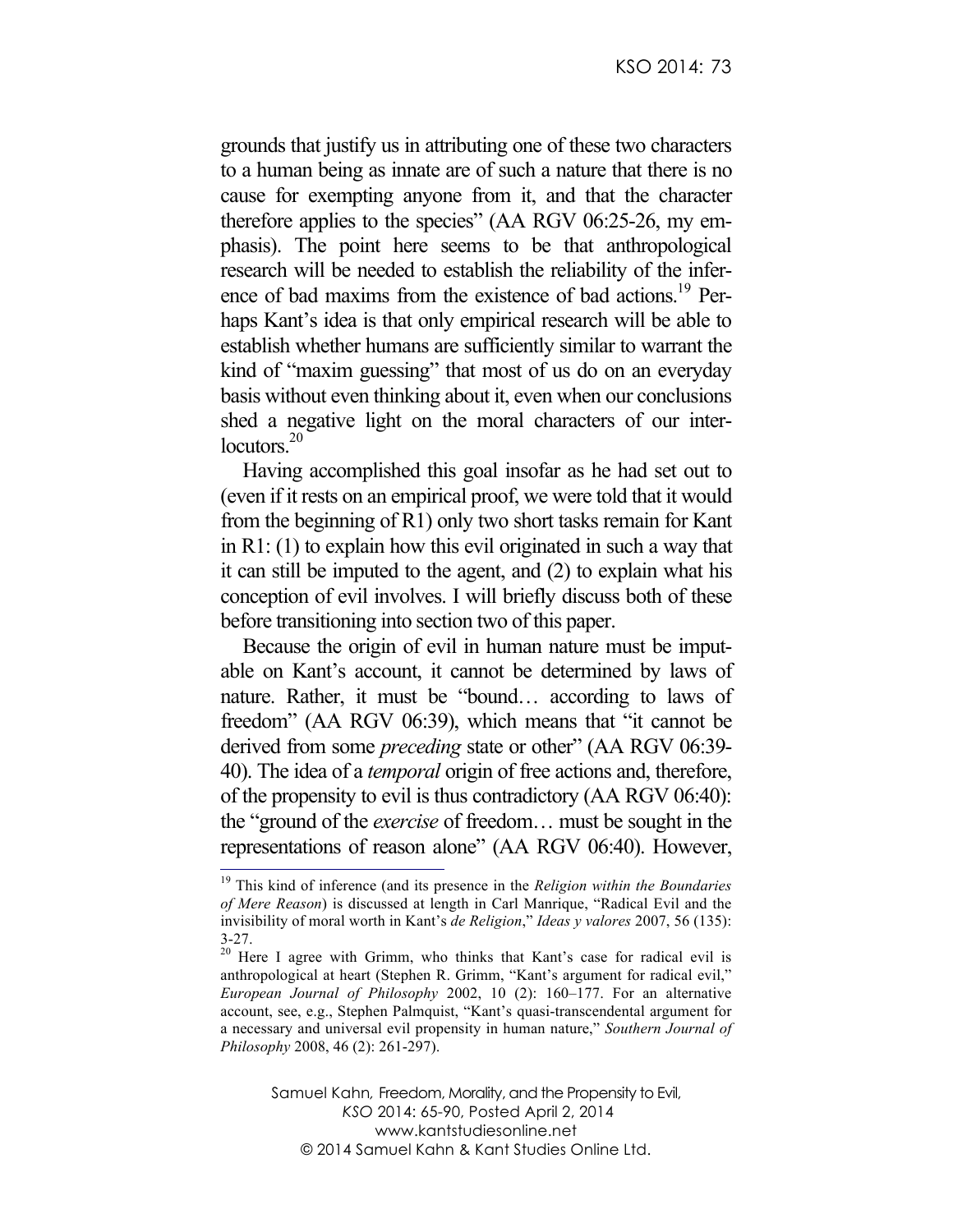grounds that justify us in attributing one of these two characters to a human being as innate are of such a nature that there is no cause for exempting anyone from it, and that the character therefore applies to the species" (AA RGV 06:25-26, my emphasis). The point here seems to be that anthropological research will be needed to establish the reliability of the inference of bad maxims from the existence of bad actions.[19] Perhaps Kant's idea is that only empirical research will be able to establish whether humans are sufficiently similar to warrant the kind of "maxim guessing" that most of us do on an everyday basis without even thinking about it, even when our conclusions shed a negative light on the moral characters of our interlocutors.[20]

Having accomplished this goal insofar as he had set out to (even if it rests on an empirical proof, we were told that it would from the beginning of R1) only two short tasks remain for Kant in R1: (1) to explain how this evil originated in such a way that it can still be imputed to the agent, and (2) to explain what his conception of evil involves. I will briefly discuss both of these before transitioning into section two of this paper.

Because the origin of evil in human nature must be imputable on Kant's account, it cannot be determined by laws of nature. Rather, it must be "bound… according to laws of freedom" (AA RGV 06:39), which means that "it cannot be derived from some *preceding* state or other" (AA RGV 06:39-40). The idea of a *temporal* origin of free actions and, therefore, of the propensity to evil is thus contradictory (AA RGV 06:40): the "ground of the *exercise* of freedom… must be sought in the representations of reason alone" (AA RGV 06:40). However,

---

[19] This kind of inference (and its presence in the *Religion within the Boundaries of Mere Reason*) is discussed at length in Carl Manrique, "Radical Evil and the invisibility of moral worth in Kant's *de Religion*," *Ideas y valores* 2007, 56 (135): 3-27.

[20] Here I agree with Grimm, who thinks that Kant's case for radical evil is anthropological at heart (Stephen R. Grimm, "Kant's argument for radical evil," *European Journal of Philosophy* 2002, 10 (2): 160–177. For an alternative account, see, e.g., Stephen Palmquist, "Kant's quasi-transcendental argument for a necessary and universal evil propensity in human nature," *Southern Journal of Philosophy* 2008, 46 (2): 261-297).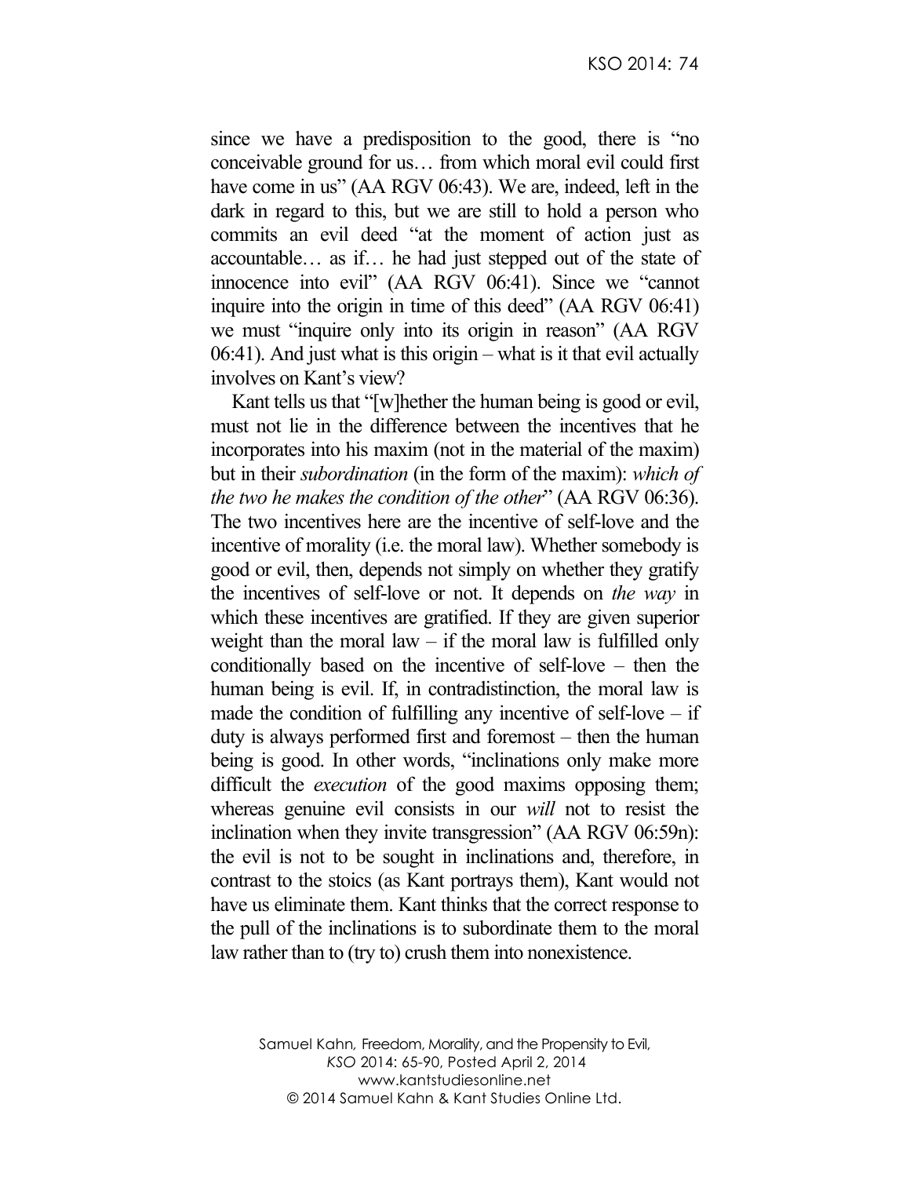since we have a predisposition to the good, there is "no conceivable ground for us… from which moral evil could first have come in us" (AA RGV 06:43). We are, indeed, left in the dark in regard to this, but we are still to hold a person who commits an evil deed "at the moment of action just as accountable… as if… he had just stepped out of the state of innocence into evil" (AA RGV 06:41). Since we "cannot inquire into the origin in time of this deed" (AA RGV 06:41) we must "inquire only into its origin in reason" (AA RGV 06:41). And just what is this origin – what is it that evil actually involves on Kant's view?

Kant tells us that "[w]hether the human being is good or evil, must not lie in the difference between the incentives that he incorporates into his maxim (not in the material of the maxim) but in their *subordination* (in the form of the maxim): *which of the two he makes the condition of the other*" (AA RGV 06:36). The two incentives here are the incentive of self-love and the incentive of morality (i.e. the moral law). Whether somebody is good or evil, then, depends not simply on whether they gratify the incentives of self-love or not. It depends on *the way* in which these incentives are gratified. If they are given superior weight than the moral law – if the moral law is fulfilled only conditionally based on the incentive of self-love – then the human being is evil. If, in contradistinction, the moral law is made the condition of fulfilling any incentive of self-love – if duty is always performed first and foremost – then the human being is good. In other words, "inclinations only make more difficult the *execution* of the good maxims opposing them; whereas genuine evil consists in our *will* not to resist the inclination when they invite transgression" (AA RGV 06:59n): the evil is not to be sought in inclinations and, therefore, in contrast to the stoics (as Kant portrays them), Kant would not have us eliminate them. Kant thinks that the correct response to the pull of the inclinations is to subordinate them to the moral law rather than to (try to) crush them into nonexistence.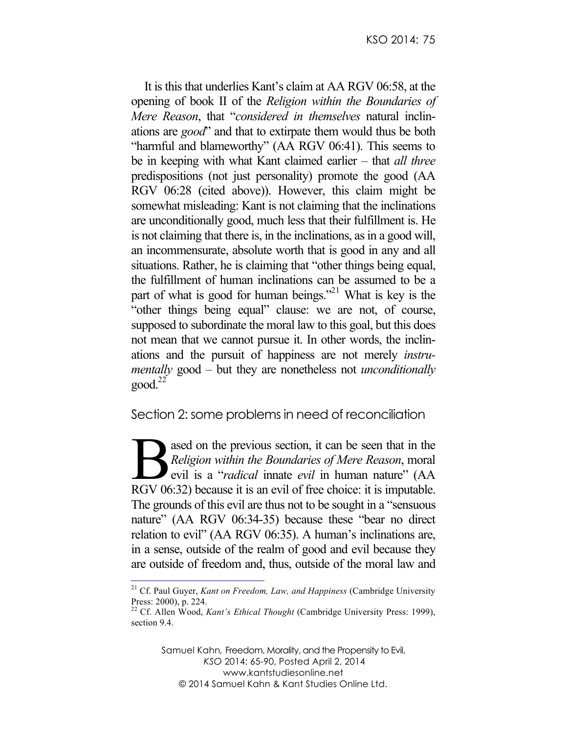It is this that underlies Kant's claim at AA RGV 06:58, at the opening of book II of the *Religion within the Boundaries of Mere Reason*, that "*considered in themselves* natural inclinations are *good*" and that to extirpate them would thus be both "harmful and blameworthy" (AA RGV 06:41). This seems to be in keeping with what Kant claimed earlier – that *all three* predispositions (not just personality) promote the good (AA RGV 06:28 (cited above)). However, this claim might be somewhat misleading: Kant is not claiming that the inclinations are unconditionally good, much less that their fulfillment is. He is not claiming that there is, in the inclinations, as in a good will, an incommensurate, absolute worth that is good in any and all situations. Rather, he is claiming that "other things being equal, the fulfillment of human inclinations can be assumed to be a part of what is good for human beings."[21] What is key is the "other things being equal" clause: we are not, of course, supposed to subordinate the moral law to this goal, but this does not mean that we cannot pursue it. In other words, the inclinations and the pursuit of happiness are not merely *instrumentally* good – but they are nonetheless not *unconditionally* good.[22]

## Section 2: some problems in need of reconciliation

Based on the previous section, it can be seen that in the *Religion within the Boundaries of Mere Reason*, moral evil is a "*radical* innate *evil* in human nature" (AA RGV 06:32) because it is an evil of free choice: it is imputable. The grounds of this evil are thus not to be sought in a "sensuous nature" (AA RGV 06:34-35) because these "bear no direct relation to evil" (AA RGV 06:35). A human's inclinations are, in a sense, outside of the realm of good and evil because they are outside of freedom and, thus, outside of the moral law and

---

[21] Cf. Paul Guyer, *Kant on Freedom, Law, and Happiness* (Cambridge University Press: 2000), p. 224.

[22] Cf. Allen Wood, *Kant's Ethical Thought* (Cambridge University Press: 1999), section 9.4.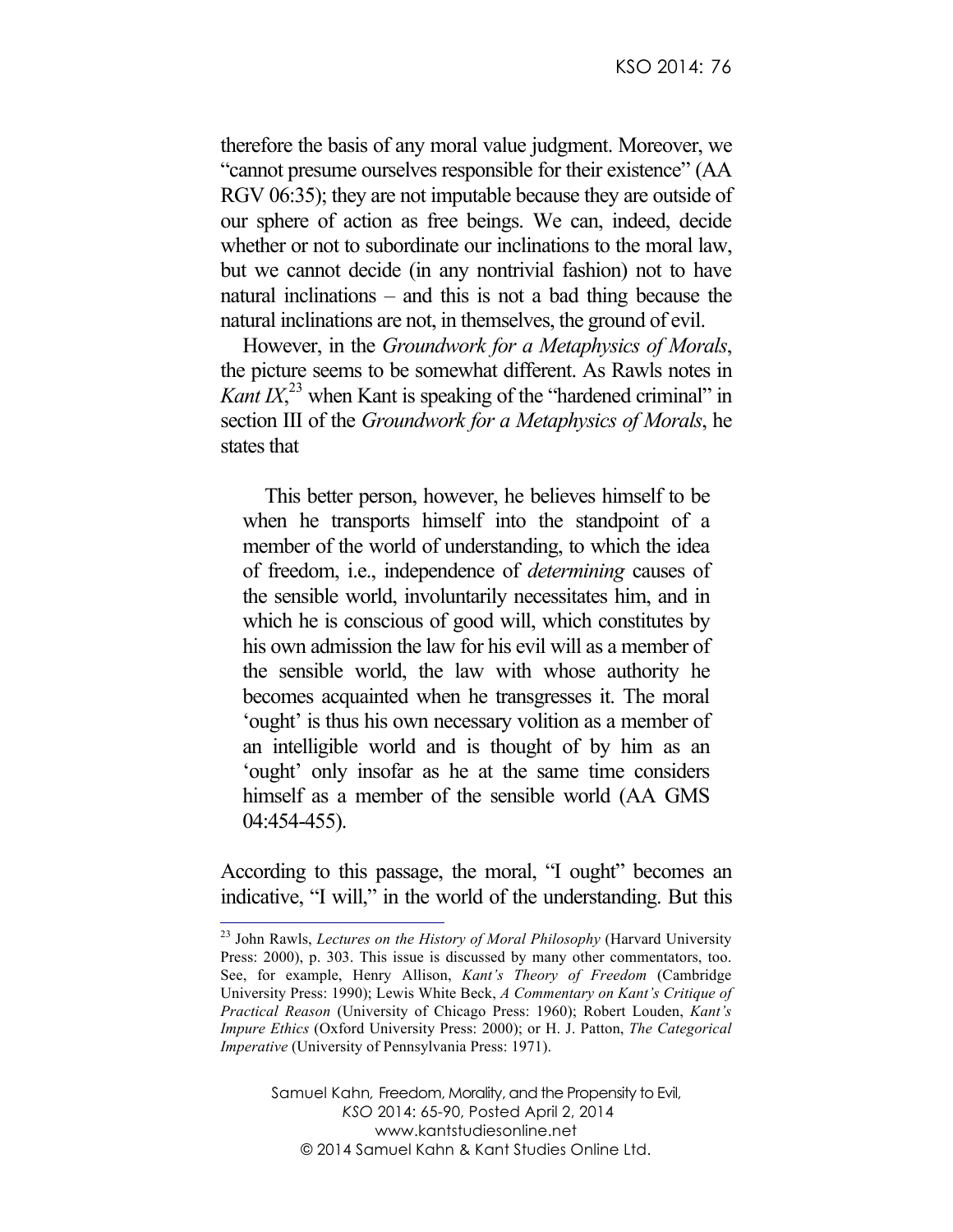therefore the basis of any moral value judgment. Moreover, we "cannot presume ourselves responsible for their existence" (AA RGV 06:35); they are not imputable because they are outside of our sphere of action as free beings. We can, indeed, decide whether or not to subordinate our inclinations to the moral law, but we cannot decide (in any nontrivial fashion) not to have natural inclinations – and this is not a bad thing because the natural inclinations are not, in themselves, the ground of evil.

However, in the *Groundwork for a Metaphysics of Morals*, the picture seems to be somewhat different. As Rawls notes in *Kant IX*,[23] when Kant is speaking of the "hardened criminal" in section III of the *Groundwork for a Metaphysics of Morals*, he states that

> This better person, however, he believes himself to be when he transports himself into the standpoint of a member of the world of understanding, to which the idea of freedom, i.e., independence of *determining* causes of the sensible world, involuntarily necessitates him, and in which he is conscious of good will, which constitutes by his own admission the law for his evil will as a member of the sensible world, the law with whose authority he becomes acquainted when he transgresses it. The moral 'ought' is thus his own necessary volition as a member of an intelligible world and is thought of by him as an 'ought' only insofar as he at the same time considers himself as a member of the sensible world (AA GMS 04:454-455).

According to this passage, the moral, "I ought" becomes an indicative, "I will," in the world of the understanding. But this

---

[23] John Rawls, *Lectures on the History of Moral Philosophy* (Harvard University Press: 2000), p. 303. This issue is discussed by many other commentators, too. See, for example, Henry Allison, *Kant's Theory of Freedom* (Cambridge University Press: 1990); Lewis White Beck, *A Commentary on Kant's Critique of Practical Reason* (University of Chicago Press: 1960); Robert Louden, *Kant's Impure Ethics* (Oxford University Press: 2000); or H. J. Patton, *The Categorical Imperative* (University of Pennsylvania Press: 1971).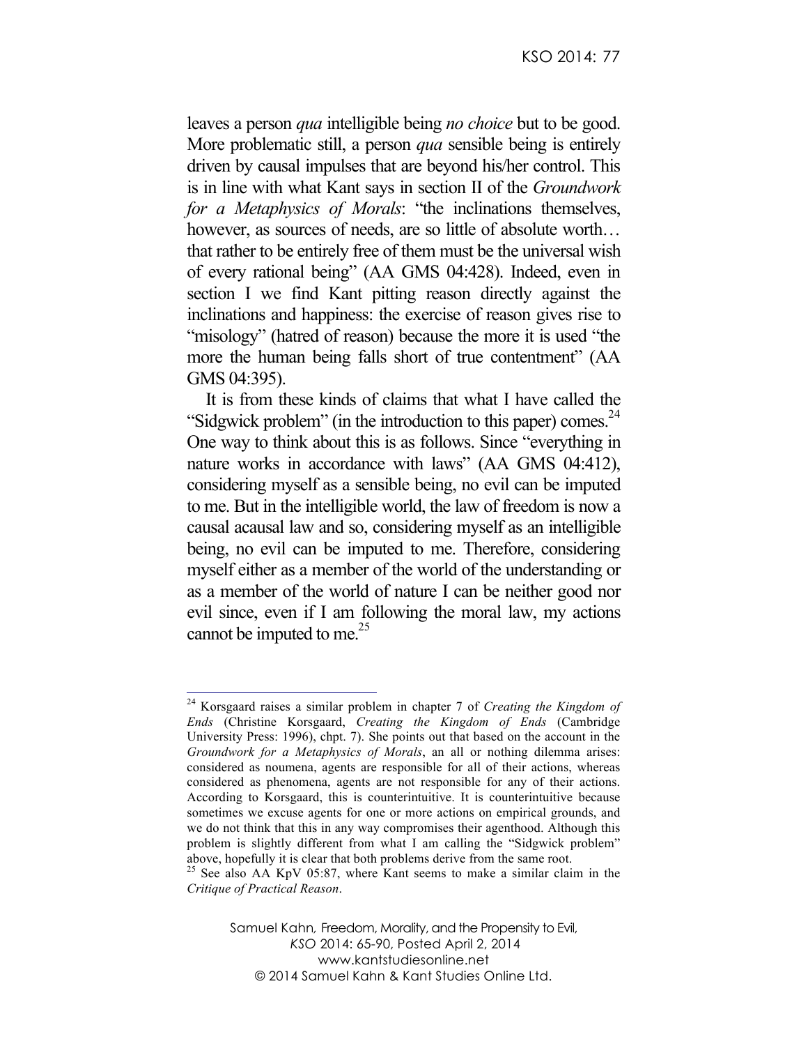leaves a person *qua* intelligible being *no choice* but to be good. More problematic still, a person *qua* sensible being is entirely driven by causal impulses that are beyond his/her control. This is in line with what Kant says in section II of the *Groundwork for a Metaphysics of Morals*: "the inclinations themselves, however, as sources of needs, are so little of absolute worth… that rather to be entirely free of them must be the universal wish of every rational being" (AA GMS 04:428). Indeed, even in section I we find Kant pitting reason directly against the inclinations and happiness: the exercise of reason gives rise to "misology" (hatred of reason) because the more it is used "the more the human being falls short of true contentment" (AA GMS 04:395).

It is from these kinds of claims that what I have called the "Sidgwick problem" (in the introduction to this paper) comes.[24] One way to think about this is as follows. Since "everything in nature works in accordance with laws" (AA GMS 04:412), considering myself as a sensible being, no evil can be imputed to me. But in the intelligible world, the law of freedom is now a causal acausal law and so, considering myself as an intelligible being, no evil can be imputed to me. Therefore, considering myself either as a member of the world of the understanding or as a member of the world of nature I can be neither good nor evil since, even if I am following the moral law, my actions cannot be imputed to me.[25]

---

[24] Korsgaard raises a similar problem in chapter 7 of *Creating the Kingdom of Ends* (Christine Korsgaard, *Creating the Kingdom of Ends* (Cambridge University Press: 1996), chpt. 7). She points out that based on the account in the *Groundwork for a Metaphysics of Morals*, an all or nothing dilemma arises: considered as noumena, agents are responsible for all of their actions, whereas considered as phenomena, agents are not responsible for any of their actions. According to Korsgaard, this is counterintuitive. It is counterintuitive because sometimes we excuse agents for one or more actions on empirical grounds, and we do not think that this in any way compromises their agenthood. Although this problem is slightly different from what I am calling the "Sidgwick problem" above, hopefully it is clear that both problems derive from the same root.

[25] See also AA KpV 05:87, where Kant seems to make a similar claim in the *Critique of Practical Reason*.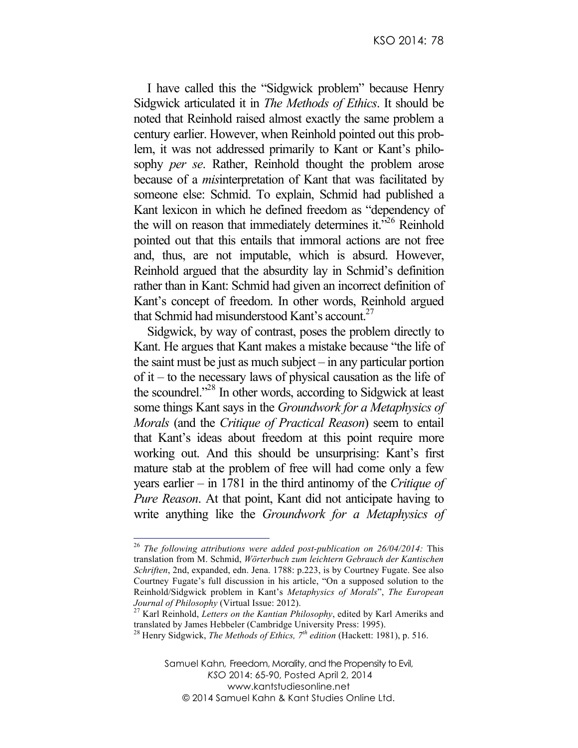I have called this the "Sidgwick problem" because Henry Sidgwick articulated it in *The Methods of Ethics*. It should be noted that Reinhold raised almost exactly the same problem a century earlier. However, when Reinhold pointed out this problem, it was not addressed primarily to Kant or Kant's philosophy *per se*. Rather, Reinhold thought the problem arose because of a *mis*interpretation of Kant that was facilitated by someone else: Schmid. To explain, Schmid had published a Kant lexicon in which he defined freedom as "dependency of the will on reason that immediately determines it."[26] Reinhold pointed out that this entails that immoral actions are not free and, thus, are not imputable, which is absurd. However, Reinhold argued that the absurdity lay in Schmid's definition rather than in Kant: Schmid had given an incorrect definition of Kant's concept of freedom. In other words, Reinhold argued that Schmid had misunderstood Kant's account.[27]

Sidgwick, by way of contrast, poses the problem directly to Kant. He argues that Kant makes a mistake because "the life of the saint must be just as much subject – in any particular portion of it – to the necessary laws of physical causation as the life of the scoundrel."[28] In other words, according to Sidgwick at least some things Kant says in the *Groundwork for a Metaphysics of Morals* (and the *Critique of Practical Reason*) seem to entail that Kant's ideas about freedom at this point require more working out. And this should be unsurprising: Kant's first mature stab at the problem of free will had come only a few years earlier – in 1781 in the third antinomy of the *Critique of Pure Reason*. At that point, Kant did not anticipate having to write anything like the *Groundwork for a Metaphysics of*

---

[26] *The following attributions were added post-publication on 26/04/2014:* This translation from M. Schmid, *Wörterbuch zum leichtern Gebrauch der Kantischen Schriften*, 2nd, expanded, edn. Jena. 1788: p.223, is by Courtney Fugate. See also Courtney Fugate's full discussion in his article, "On a supposed solution to the Reinhold/Sidgwick problem in Kant's *Metaphysics of Morals*", *The European Journal of Philosophy* (Virtual Issue: 2012).

[27] Karl Reinhold, *Letters on the Kantian Philosophy*, edited by Karl Ameriks and translated by James Hebbeler (Cambridge University Press: 1995).

[28] Henry Sidgwick, *The Methods of Ethics, 7th edition* (Hackett: 1981), p. 516.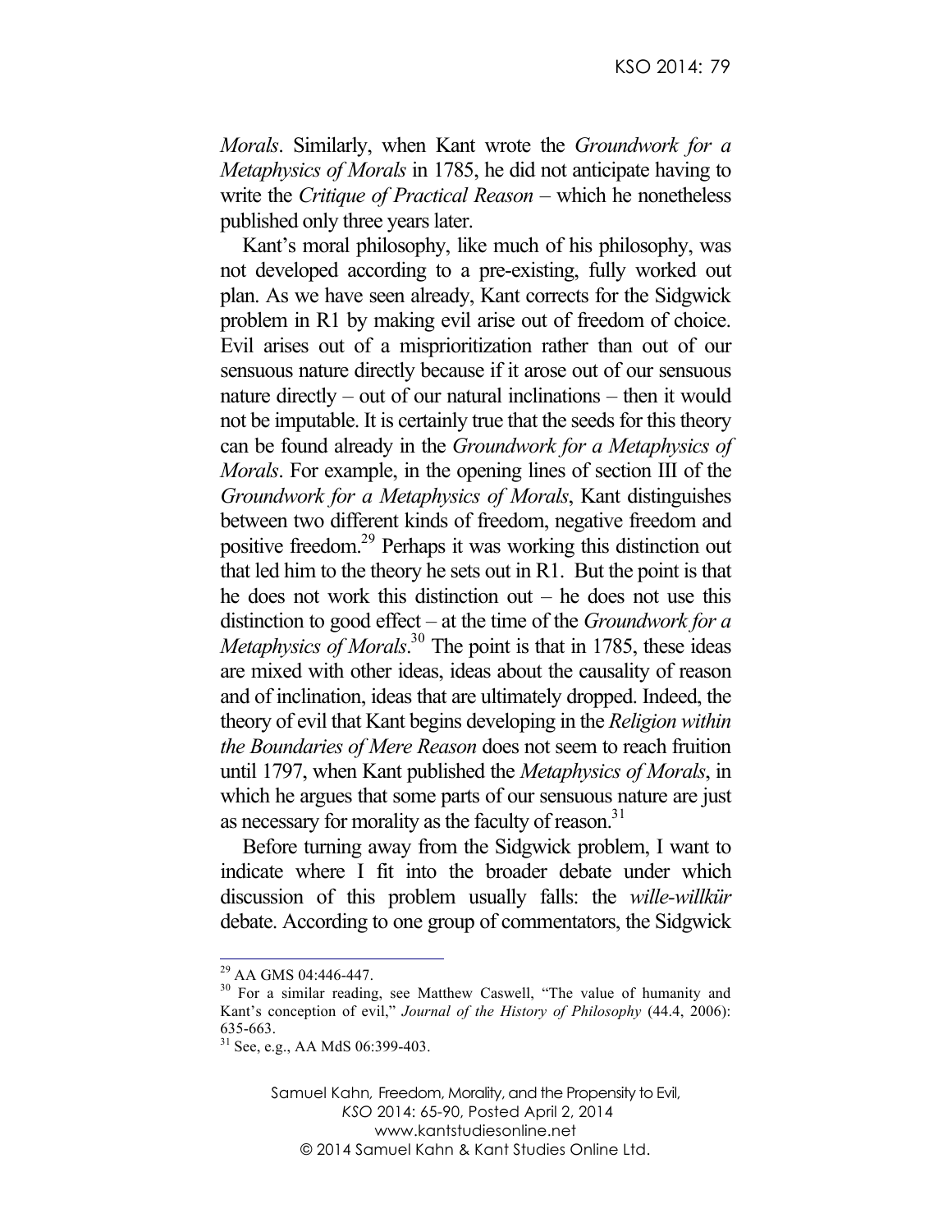*Morals*. Similarly, when Kant wrote the *Groundwork for a Metaphysics of Morals* in 1785, he did not anticipate having to write the *Critique of Practical Reason* – which he nonetheless published only three years later.

Kant's moral philosophy, like much of his philosophy, was not developed according to a pre-existing, fully worked out plan. As we have seen already, Kant corrects for the Sidgwick problem in R1 by making evil arise out of freedom of choice. Evil arises out of a misprioritization rather than out of our sensuous nature directly because if it arose out of our sensuous nature directly – out of our natural inclinations – then it would not be imputable. It is certainly true that the seeds for this theory can be found already in the *Groundwork for a Metaphysics of Morals*. For example, in the opening lines of section III of the *Groundwork for a Metaphysics of Morals*, Kant distinguishes between two different kinds of freedom, negative freedom and positive freedom.[29] Perhaps it was working this distinction out that led him to the theory he sets out in R1. But the point is that he does not work this distinction out – he does not use this distinction to good effect – at the time of the *Groundwork for a Metaphysics of Morals*.[30] The point is that in 1785, these ideas are mixed with other ideas, ideas about the causality of reason and of inclination, ideas that are ultimately dropped. Indeed, the theory of evil that Kant begins developing in the *Religion within the Boundaries of Mere Reason* does not seem to reach fruition until 1797, when Kant published the *Metaphysics of Morals*, in which he argues that some parts of our sensuous nature are just as necessary for morality as the faculty of reason.[31]

Before turning away from the Sidgwick problem, I want to indicate where I fit into the broader debate under which discussion of this problem usually falls: the *wille-willkür* debate. According to one group of commentators, the Sidgwick

---

[29] AA GMS 04:446-447.

[30] For a similar reading, see Matthew Caswell, "The value of humanity and Kant's conception of evil," *Journal of the History of Philosophy* (44.4, 2006): 635-663.

[31] See, e.g., AA MdS 06:399-403.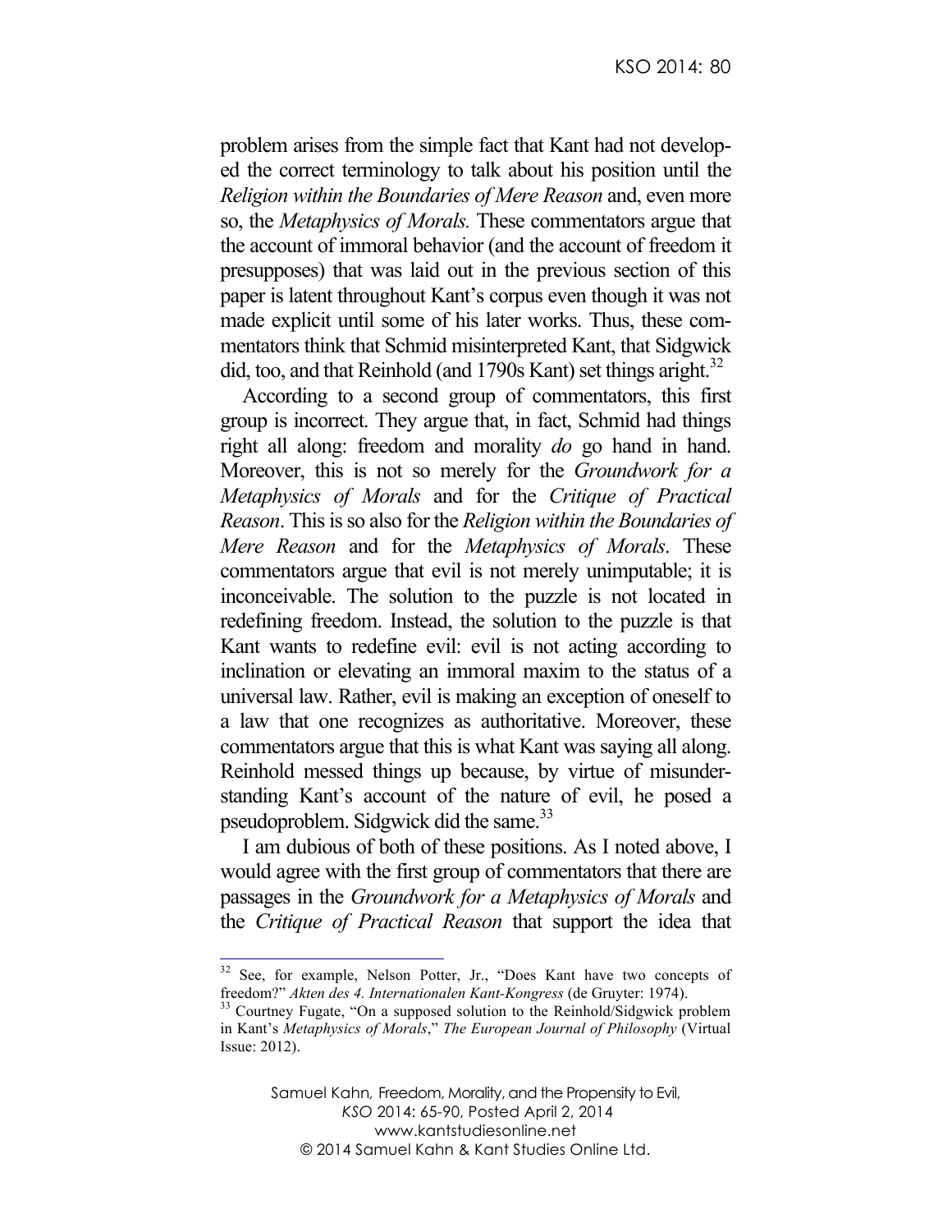problem arises from the simple fact that Kant had not developed the correct terminology to talk about his position until the *Religion within the Boundaries of Mere Reason* and, even more so, the *Metaphysics of Morals.* These commentators argue that the account of immoral behavior (and the account of freedom it presupposes) that was laid out in the previous section of this paper is latent throughout Kant's corpus even though it was not made explicit until some of his later works. Thus, these commentators think that Schmid misinterpreted Kant, that Sidgwick did, too, and that Reinhold (and 1790s Kant) set things aright.[32]

According to a second group of commentators, this first group is incorrect. They argue that, in fact, Schmid had things right all along: freedom and morality *do* go hand in hand. Moreover, this is not so merely for the *Groundwork for a Metaphysics of Morals* and for the *Critique of Practical Reason*. This is so also for the *Religion within the Boundaries of Mere Reason* and for the *Metaphysics of Morals*. These commentators argue that evil is not merely unimputable; it is inconceivable. The solution to the puzzle is not located in redefining freedom. Instead, the solution to the puzzle is that Kant wants to redefine evil: evil is not acting according to inclination or elevating an immoral maxim to the status of a universal law. Rather, evil is making an exception of oneself to a law that one recognizes as authoritative. Moreover, these commentators argue that this is what Kant was saying all along. Reinhold messed things up because, by virtue of misunderstanding Kant's account of the nature of evil, he posed a pseudoproblem. Sidgwick did the same.[33]

I am dubious of both of these positions. As I noted above, I would agree with the first group of commentators that there are passages in the *Groundwork for a Metaphysics of Morals* and the *Critique of Practical Reason* that support the idea that

---

[32] See, for example, Nelson Potter, Jr., "Does Kant have two concepts of freedom?" *Akten des 4. Internationalen Kant-Kongress* (de Gruyter: 1974).

[33] Courtney Fugate, "On a supposed solution to the Reinhold/Sidgwick problem in Kant's *Metaphysics of Morals*," *The European Journal of Philosophy* (Virtual Issue: 2012).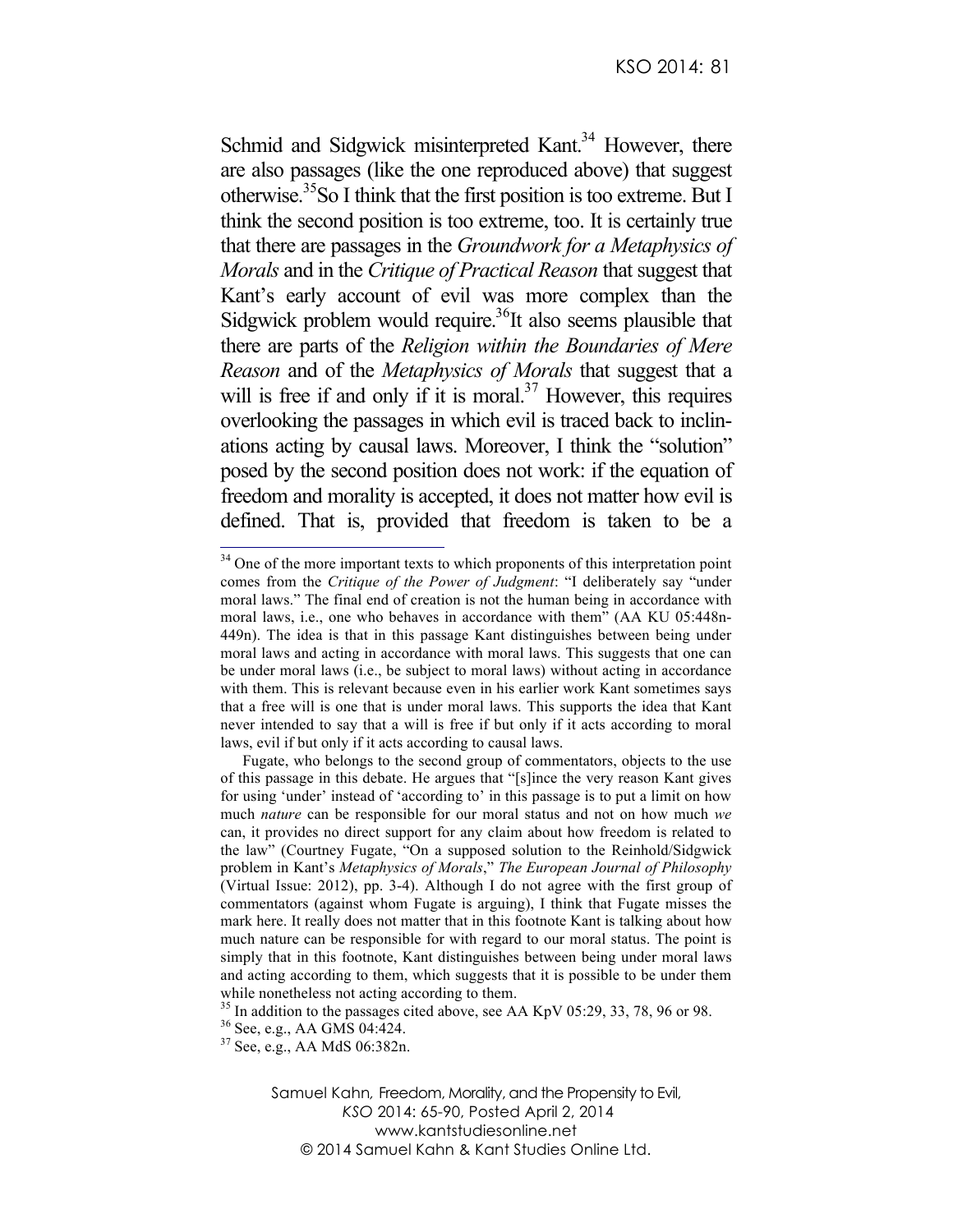Schmid and Sidgwick misinterpreted Kant.[34] However, there are also passages (like the one reproduced above) that suggest otherwise.[35] So I think that the first position is too extreme. But I think the second position is too extreme, too. It is certainly true that there are passages in the *Groundwork for a Metaphysics of Morals* and in the *Critique of Practical Reason* that suggest that Kant's early account of evil was more complex than the Sidgwick problem would require.[36] It also seems plausible that there are parts of the *Religion within the Boundaries of Mere Reason* and of the *Metaphysics of Morals* that suggest that a will is free if and only if it is moral.[37] However, this requires overlooking the passages in which evil is traced back to inclinations acting by causal laws. Moreover, I think the "solution" posed by the second position does not work: if the equation of freedom and morality is accepted, it does not matter how evil is defined. That is, provided that freedom is taken to be a

---

[34] One of the more important texts to which proponents of this interpretation point comes from the *Critique of the Power of Judgment*: "I deliberately say "under moral laws." The final end of creation is not the human being in accordance with moral laws, i.e., one who behaves in accordance with them" (AA KU 05:448n-449n). The idea is that in this passage Kant distinguishes between being under moral laws and acting in accordance with moral laws. This suggests that one can be under moral laws (i.e., be subject to moral laws) without acting in accordance with them. This is relevant because even in his earlier work Kant sometimes says that a free will is one that is under moral laws. This supports the idea that Kant never intended to say that a will is free if but only if it acts according to moral laws, evil if but only if it acts according to causal laws.

Fugate, who belongs to the second group of commentators, objects to the use of this passage in this debate. He argues that "[s]ince the very reason Kant gives for using 'under' instead of 'according to' in this passage is to put a limit on how much *nature* can be responsible for our moral status and not on how much *we* can, it provides no direct support for any claim about how freedom is related to the law" (Courtney Fugate, "On a supposed solution to the Reinhold/Sidgwick problem in Kant's *Metaphysics of Morals*," *The European Journal of Philosophy* (Virtual Issue: 2012), pp. 3-4). Although I do not agree with the first group of commentators (against whom Fugate is arguing), I think that Fugate misses the mark here. It really does not matter that in this footnote Kant is talking about how much nature can be responsible for with regard to our moral status. The point is simply that in this footnote, Kant distinguishes between being under moral laws and acting according to them, which suggests that it is possible to be under them while nonetheless not acting according to them.

[35] In addition to the passages cited above, see AA KpV 05:29, 33, 78, 96 or 98.

[36] See, e.g., AA GMS 04:424.

[37] See, e.g., AA MdS 06:382n.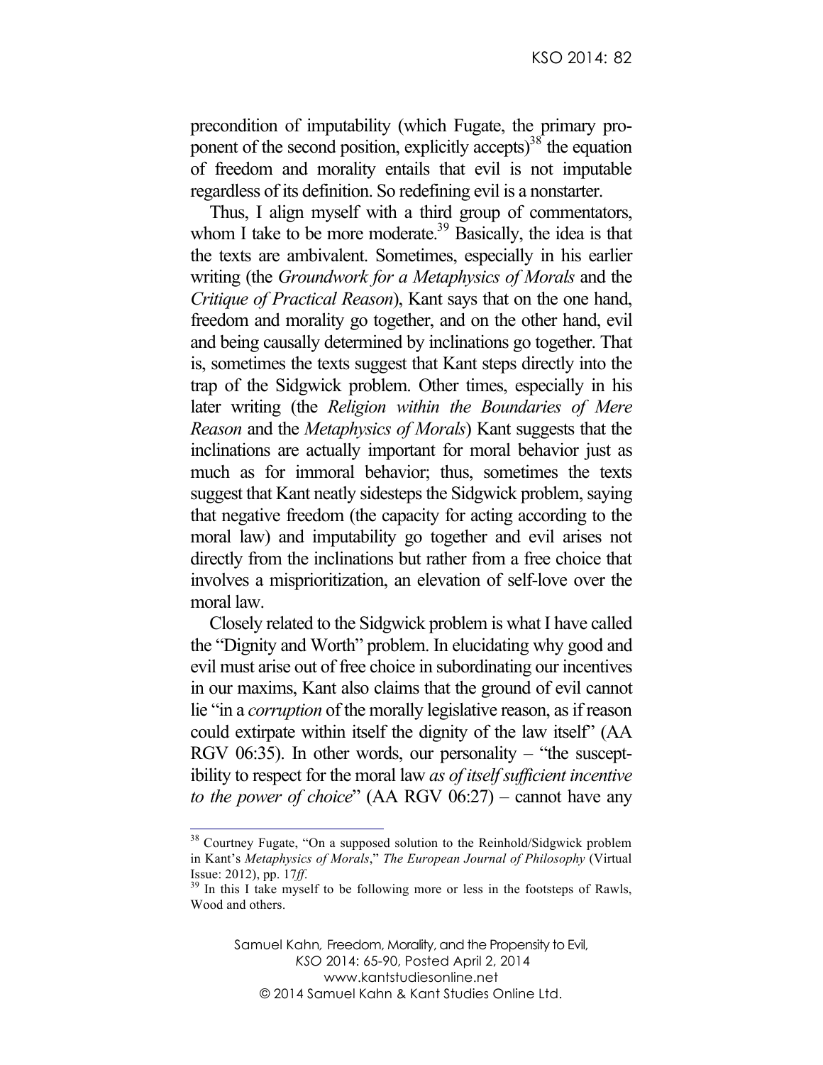precondition of imputability (which Fugate, the primary proponent of the second position, explicitly accepts)[38] the equation of freedom and morality entails that evil is not imputable regardless of its definition. So redefining evil is a nonstarter.

Thus, I align myself with a third group of commentators, whom I take to be more moderate.[39] Basically, the idea is that the texts are ambivalent. Sometimes, especially in his earlier writing (the *Groundwork for a Metaphysics of Morals* and the *Critique of Practical Reason*), Kant says that on the one hand, freedom and morality go together, and on the other hand, evil and being causally determined by inclinations go together. That is, sometimes the texts suggest that Kant steps directly into the trap of the Sidgwick problem. Other times, especially in his later writing (the *Religion within the Boundaries of Mere Reason* and the *Metaphysics of Morals*) Kant suggests that the inclinations are actually important for moral behavior just as much as for immoral behavior; thus, sometimes the texts suggest that Kant neatly sidesteps the Sidgwick problem, saying that negative freedom (the capacity for acting according to the moral law) and imputability go together and evil arises not directly from the inclinations but rather from a free choice that involves a misprioritization, an elevation of self-love over the moral law.

Closely related to the Sidgwick problem is what I have called the "Dignity and Worth" problem. In elucidating why good and evil must arise out of free choice in subordinating our incentives in our maxims, Kant also claims that the ground of evil cannot lie "in a *corruption* of the morally legislative reason, as if reason could extirpate within itself the dignity of the law itself" (AA RGV 06:35). In other words, our personality – "the susceptibility to respect for the moral law *as of itself sufficient incentive to the power of choice*" (AA RGV 06:27) – cannot have any

---

[38] Courtney Fugate, "On a supposed solution to the Reinhold/Sidgwick problem in Kant's *Metaphysics of Morals*," *The European Journal of Philosophy* (Virtual Issue: 2012), pp. 17*ff*.

[39] In this I take myself to be following more or less in the footsteps of Rawls, Wood and others.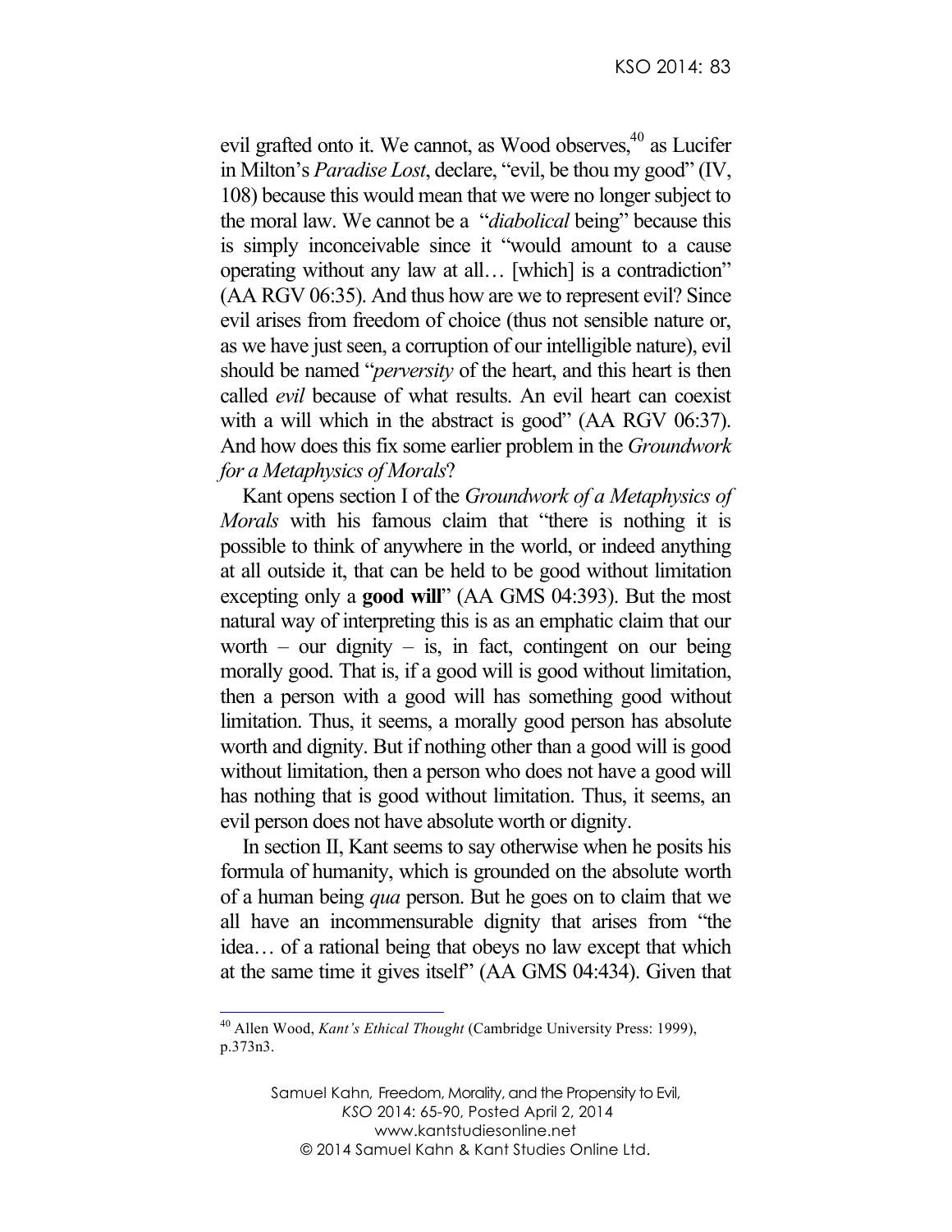evil grafted onto it. We cannot, as Wood observes,[40] as Lucifer in Milton's *Paradise Lost*, declare, "evil, be thou my good" (IV, 108) because this would mean that we were no longer subject to the moral law. We cannot be a "*diabolical* being" because this is simply inconceivable since it "would amount to a cause operating without any law at all… [which] is a contradiction" (AA RGV 06:35). And thus how are we to represent evil? Since evil arises from freedom of choice (thus not sensible nature or, as we have just seen, a corruption of our intelligible nature), evil should be named "*perversity* of the heart, and this heart is then called *evil* because of what results. An evil heart can coexist with a will which in the abstract is good" (AA RGV 06:37). And how does this fix some earlier problem in the *Groundwork for a Metaphysics of Morals*?

Kant opens section I of the *Groundwork of a Metaphysics of Morals* with his famous claim that "there is nothing it is possible to think of anywhere in the world, or indeed anything at all outside it, that can be held to be good without limitation excepting only a **good will**" (AA GMS 04:393). But the most natural way of interpreting this is as an emphatic claim that our worth – our dignity – is, in fact, contingent on our being morally good. That is, if a good will is good without limitation, then a person with a good will has something good without limitation. Thus, it seems, a morally good person has absolute worth and dignity. But if nothing other than a good will is good without limitation, then a person who does not have a good will has nothing that is good without limitation. Thus, it seems, an evil person does not have absolute worth or dignity.

In section II, Kant seems to say otherwise when he posits his formula of humanity, which is grounded on the absolute worth of a human being *qua* person. But he goes on to claim that we all have an incommensurable dignity that arises from "the idea… of a rational being that obeys no law except that which at the same time it gives itself" (AA GMS 04:434). Given that

[40] Allen Wood, *Kant's Ethical Thought* (Cambridge University Press: 1999), p.373n3.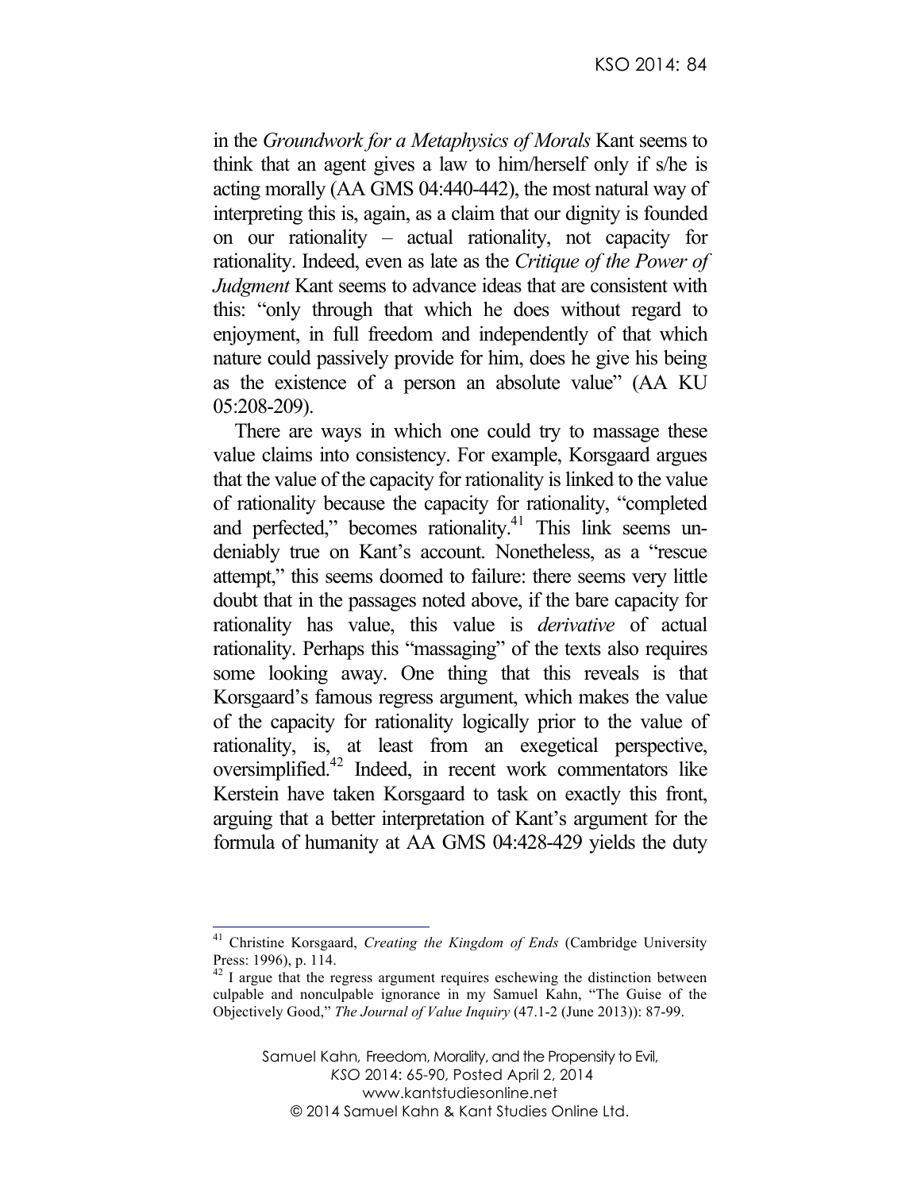in the *Groundwork for a Metaphysics of Morals* Kant seems to think that an agent gives a law to him/herself only if s/he is acting morally (AA GMS 04:440-442), the most natural way of interpreting this is, again, as a claim that our dignity is founded on our rationality – actual rationality, not capacity for rationality. Indeed, even as late as the *Critique of the Power of Judgment* Kant seems to advance ideas that are consistent with this: "only through that which he does without regard to enjoyment, in full freedom and independently of that which nature could passively provide for him, does he give his being as the existence of a person an absolute value" (AA KU 05:208-209).

There are ways in which one could try to massage these value claims into consistency. For example, Korsgaard argues that the value of the capacity for rationality is linked to the value of rationality because the capacity for rationality, "completed and perfected," becomes rationality.[41] This link seems undeniably true on Kant's account. Nonetheless, as a "rescue attempt," this seems doomed to failure: there seems very little doubt that in the passages noted above, if the bare capacity for rationality has value, this value is *derivative* of actual rationality. Perhaps this "massaging" of the texts also requires some looking away. One thing that this reveals is that Korsgaard's famous regress argument, which makes the value of the capacity for rationality logically prior to the value of rationality, is, at least from an exegetical perspective, oversimplified.[42] Indeed, in recent work commentators like Kerstein have taken Korsgaard to task on exactly this front, arguing that a better interpretation of Kant's argument for the formula of humanity at AA GMS 04:428-429 yields the duty

---

[41] Christine Korsgaard, *Creating the Kingdom of Ends* (Cambridge University Press: 1996), p. 114.

[42] I argue that the regress argument requires eschewing the distinction between culpable and nonculpable ignorance in my Samuel Kahn, "The Guise of the Objectively Good," *The Journal of Value Inquiry* (47.1-2 (June 2013)): 87-99.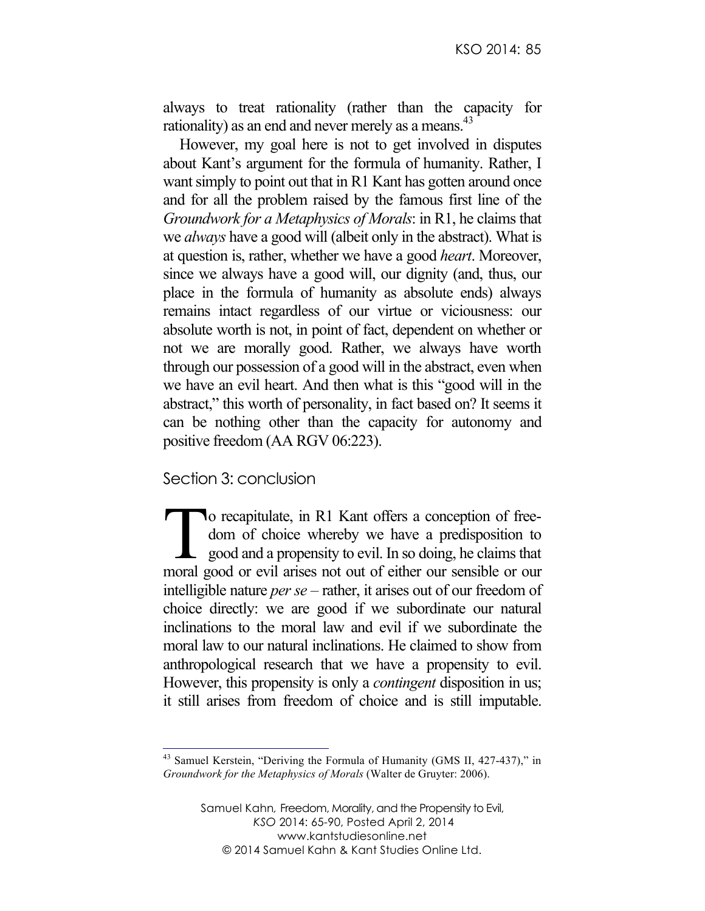always to treat rationality (rather than the capacity for rationality) as an end and never merely as a means.[43]

However, my goal here is not to get involved in disputes about Kant's argument for the formula of humanity. Rather, I want simply to point out that in R1 Kant has gotten around once and for all the problem raised by the famous first line of the *Groundwork for a Metaphysics of Morals*: in R1, he claims that we *always* have a good will (albeit only in the abstract). What is at question is, rather, whether we have a good *heart*. Moreover, since we always have a good will, our dignity (and, thus, our place in the formula of humanity as absolute ends) always remains intact regardless of our virtue or viciousness: our absolute worth is not, in point of fact, dependent on whether or not we are morally good. Rather, we always have worth through our possession of a good will in the abstract, even when we have an evil heart. And then what is this "good will in the abstract," this worth of personality, in fact based on? It seems it can be nothing other than the capacity for autonomy and positive freedom (AA RGV 06:223).

## Section 3: conclusion

To recapitulate, in R1 Kant offers a conception of freedom of choice whereby we have a predisposition to good and a propensity to evil. In so doing, he claims that moral good or evil arises not out of either our sensible or our intelligible nature *per se* – rather, it arises out of our freedom of choice directly: we are good if we subordinate our natural inclinations to the moral law and evil if we subordinate the moral law to our natural inclinations. He claimed to show from anthropological research that we have a propensity to evil. However, this propensity is only a *contingent* disposition in us; it still arises from freedom of choice and is still imputable.

[43] Samuel Kerstein, "Deriving the Formula of Humanity (GMS II, 427-437)," in *Groundwork for the Metaphysics of Morals* (Walter de Gruyter: 2006).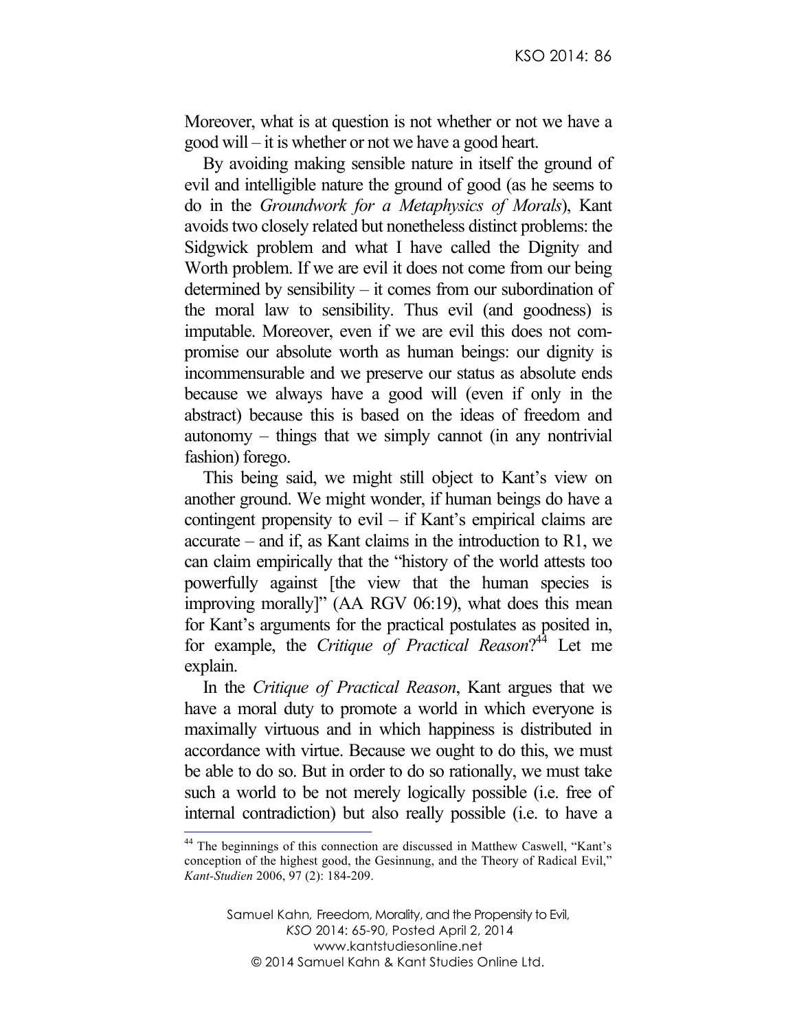Moreover, what is at question is not whether or not we have a good will – it is whether or not we have a good heart.

By avoiding making sensible nature in itself the ground of evil and intelligible nature the ground of good (as he seems to do in the *Groundwork for a Metaphysics of Morals*), Kant avoids two closely related but nonetheless distinct problems: the Sidgwick problem and what I have called the Dignity and Worth problem. If we are evil it does not come from our being determined by sensibility – it comes from our subordination of the moral law to sensibility. Thus evil (and goodness) is imputable. Moreover, even if we are evil this does not compromise our absolute worth as human beings: our dignity is incommensurable and we preserve our status as absolute ends because we always have a good will (even if only in the abstract) because this is based on the ideas of freedom and autonomy – things that we simply cannot (in any nontrivial fashion) forego.

This being said, we might still object to Kant's view on another ground. We might wonder, if human beings do have a contingent propensity to evil – if Kant's empirical claims are accurate – and if, as Kant claims in the introduction to R1, we can claim empirically that the "history of the world attests too powerfully against [the view that the human species is improving morally]" (AA RGV 06:19), what does this mean for Kant's arguments for the practical postulates as posited in, for example, the *Critique of Practical Reason*?[44] Let me explain.

In the *Critique of Practical Reason*, Kant argues that we have a moral duty to promote a world in which everyone is maximally virtuous and in which happiness is distributed in accordance with virtue. Because we ought to do this, we must be able to do so. But in order to do so rationally, we must take such a world to be not merely logically possible (i.e. free of internal contradiction) but also really possible (i.e. to have a

[44] The beginnings of this connection are discussed in Matthew Caswell, "Kant's conception of the highest good, the Gesinnung, and the Theory of Radical Evil," *Kant-Studien* 2006, 97 (2): 184-209.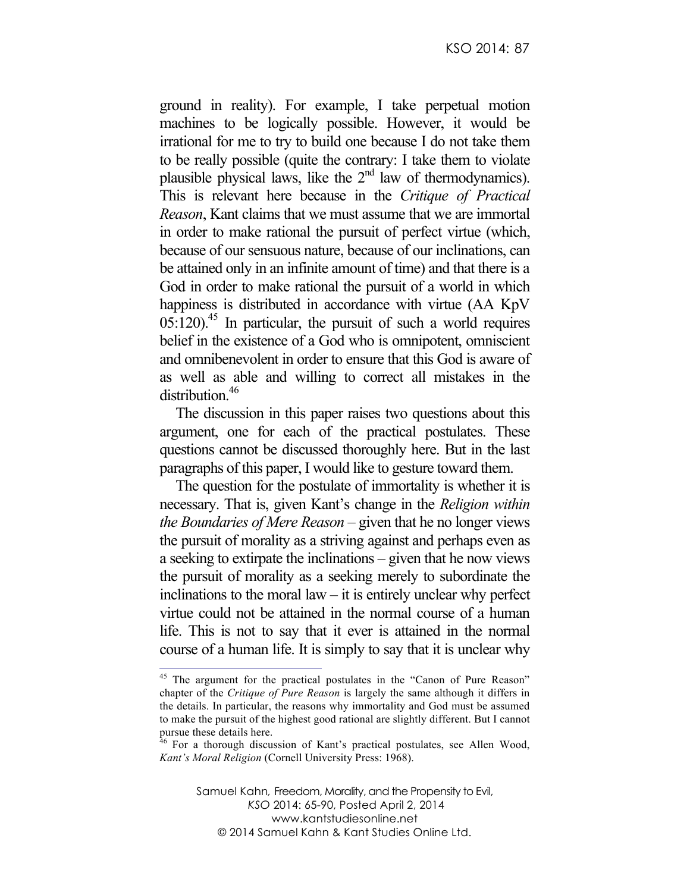ground in reality). For example, I take perpetual motion machines to be logically possible. However, it would be irrational for me to try to build one because I do not take them to be really possible (quite the contrary: I take them to violate plausible physical laws, like the 2nd law of thermodynamics). This is relevant here because in the *Critique of Practical Reason*, Kant claims that we must assume that we are immortal in order to make rational the pursuit of perfect virtue (which, because of our sensuous nature, because of our inclinations, can be attained only in an infinite amount of time) and that there is a God in order to make rational the pursuit of a world in which happiness is distributed in accordance with virtue (AA KpV 05:120).[45] In particular, the pursuit of such a world requires belief in the existence of a God who is omnipotent, omniscient and omnibenevolent in order to ensure that this God is aware of as well as able and willing to correct all mistakes in the distribution.[46]

The discussion in this paper raises two questions about this argument, one for each of the practical postulates. These questions cannot be discussed thoroughly here. But in the last paragraphs of this paper, I would like to gesture toward them.

The question for the postulate of immortality is whether it is necessary. That is, given Kant's change in the *Religion within the Boundaries of Mere Reason* – given that he no longer views the pursuit of morality as a striving against and perhaps even as a seeking to extirpate the inclinations – given that he now views the pursuit of morality as a seeking merely to subordinate the inclinations to the moral law – it is entirely unclear why perfect virtue could not be attained in the normal course of a human life. This is not to say that it ever is attained in the normal course of a human life. It is simply to say that it is unclear why

---

[45] The argument for the practical postulates in the "Canon of Pure Reason" chapter of the *Critique of Pure Reason* is largely the same although it differs in the details. In particular, the reasons why immortality and God must be assumed to make the pursuit of the highest good rational are slightly different. But I cannot pursue these details here.

[46] For a thorough discussion of Kant's practical postulates, see Allen Wood, *Kant's Moral Religion* (Cornell University Press: 1968).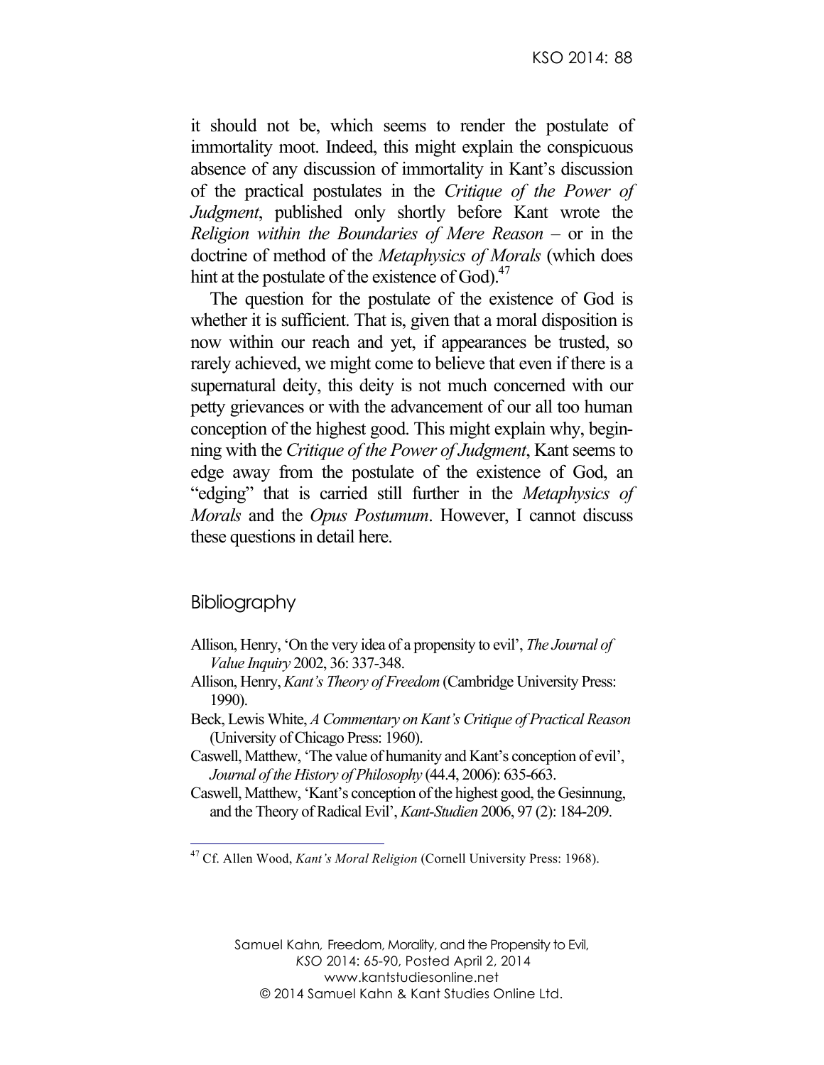it should not be, which seems to render the postulate of immortality moot. Indeed, this might explain the conspicuous absence of any discussion of immortality in Kant's discussion of the practical postulates in the *Critique of the Power of Judgment*, published only shortly before Kant wrote the *Religion within the Boundaries of Mere Reason* – or in the doctrine of method of the *Metaphysics of Morals* (which does hint at the postulate of the existence of God).[47]

The question for the postulate of the existence of God is whether it is sufficient. That is, given that a moral disposition is now within our reach and yet, if appearances be trusted, so rarely achieved, we might come to believe that even if there is a supernatural deity, this deity is not much concerned with our petty grievances or with the advancement of our all too human conception of the highest good. This might explain why, beginning with the *Critique of the Power of Judgment*, Kant seems to edge away from the postulate of the existence of God, an "edging" that is carried still further in the *Metaphysics of Morals* and the *Opus Postumum*. However, I cannot discuss these questions in detail here.

## Bibliography

Allison, Henry, 'On the very idea of a propensity to evil', *The Journal of Value Inquiry* 2002, 36: 337-348.

Allison, Henry, *Kant's Theory of Freedom* (Cambridge University Press: 1990).

Beck, Lewis White, *A Commentary on Kant's Critique of Practical Reason* (University of Chicago Press: 1960).

Caswell, Matthew, 'The value of humanity and Kant's conception of evil', *Journal of the History of Philosophy* (44.4, 2006): 635-663.

Caswell, Matthew, 'Kant's conception of the highest good, the Gesinnung, and the Theory of Radical Evil', *Kant-Studien* 2006, 97 (2): 184-209.

---

[47] Cf. Allen Wood, *Kant's Moral Religion* (Cornell University Press: 1968).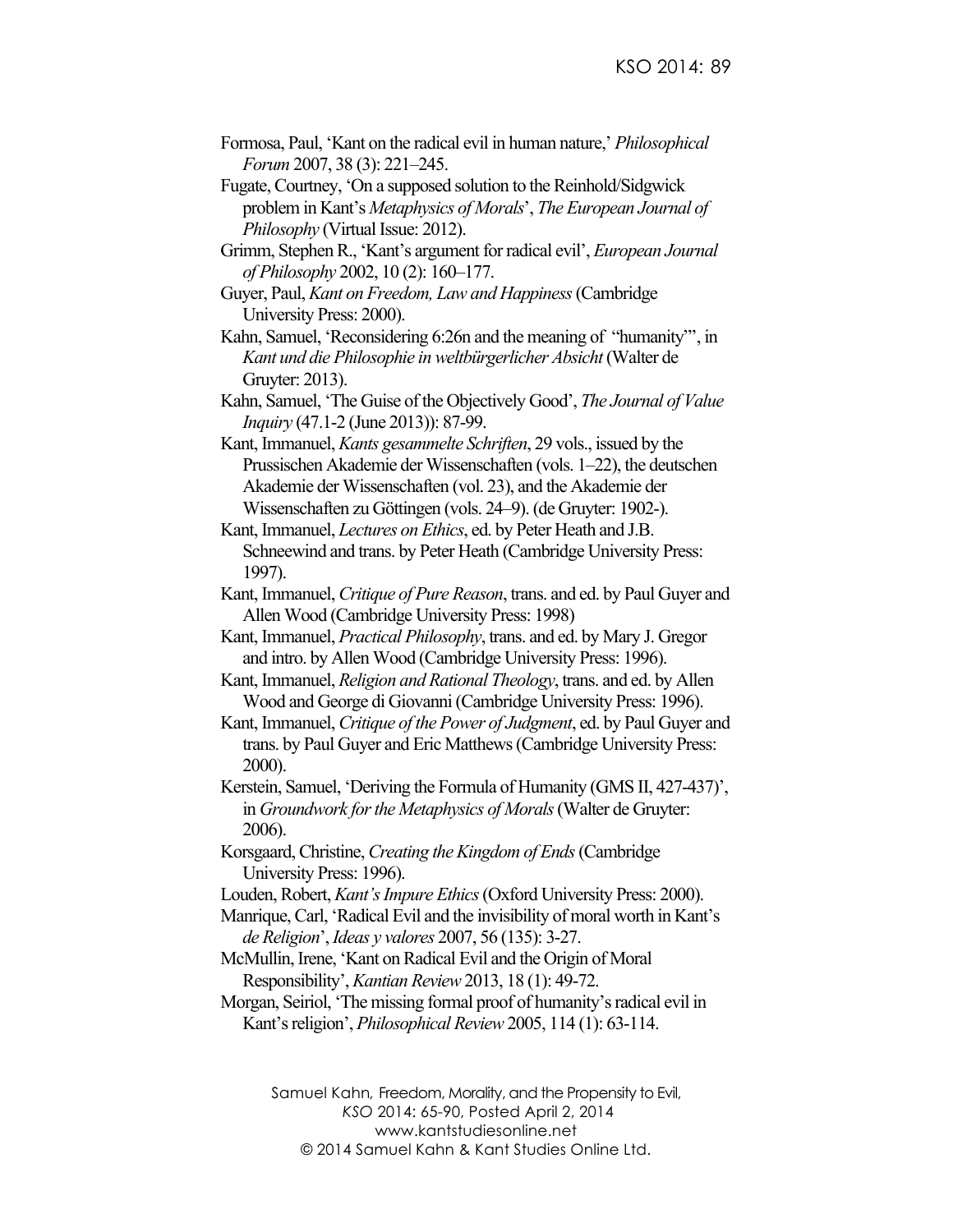Formosa, Paul, 'Kant on the radical evil in human nature,' *Philosophical Forum* 2007, 38 (3): 221–245.

Fugate, Courtney, 'On a supposed solution to the Reinhold/Sidgwick problem in Kant's *Metaphysics of Morals*', *The European Journal of Philosophy* (Virtual Issue: 2012).

Grimm, Stephen R., 'Kant's argument for radical evil', *European Journal of Philosophy* 2002, 10 (2): 160–177.

Guyer, Paul, *Kant on Freedom, Law and Happiness* (Cambridge University Press: 2000).

Kahn, Samuel, 'Reconsidering 6:26n and the meaning of "humanity"', in *Kant und die Philosophie in weltbürgerlicher Absicht* (Walter de Gruyter: 2013).

Kahn, Samuel, 'The Guise of the Objectively Good', *The Journal of Value Inquiry* (47.1-2 (June 2013)): 87-99.

Kant, Immanuel, *Kants gesammelte Schriften*, 29 vols., issued by the Prussischen Akademie der Wissenschaften (vols. 1–22), the deutschen Akademie der Wissenschaften (vol. 23), and the Akademie der Wissenschaften zu Göttingen (vols. 24–9). (de Gruyter: 1902-).

Kant, Immanuel, *Lectures on Ethics*, ed. by Peter Heath and J.B. Schneewind and trans. by Peter Heath (Cambridge University Press: 1997).

Kant, Immanuel, *Critique of Pure Reason*, trans. and ed. by Paul Guyer and Allen Wood (Cambridge University Press: 1998)

Kant, Immanuel, *Practical Philosophy*, trans. and ed. by Mary J. Gregor and intro. by Allen Wood (Cambridge University Press: 1996).

Kant, Immanuel, *Religion and Rational Theology*, trans. and ed. by Allen Wood and George di Giovanni (Cambridge University Press: 1996).

Kant, Immanuel, *Critique of the Power of Judgment*, ed. by Paul Guyer and trans. by Paul Guyer and Eric Matthews (Cambridge University Press: 2000).

Kerstein, Samuel, 'Deriving the Formula of Humanity (GMS II, 427-437)', in *Groundwork for the Metaphysics of Morals* (Walter de Gruyter: 2006).

Korsgaard, Christine, *Creating the Kingdom of Ends* (Cambridge University Press: 1996).

Louden, Robert, *Kant's Impure Ethics* (Oxford University Press: 2000).

Manrique, Carl, 'Radical Evil and the invisibility of moral worth in Kant's *de Religion*', *Ideas y valores* 2007, 56 (135): 3-27.

McMullin, Irene, 'Kant on Radical Evil and the Origin of Moral Responsibility', *Kantian Review* 2013, 18 (1): 49-72.

Morgan, Seiriol, 'The missing formal proof of humanity's radical evil in Kant's religion', *Philosophical Review* 2005, 114 (1): 63-114.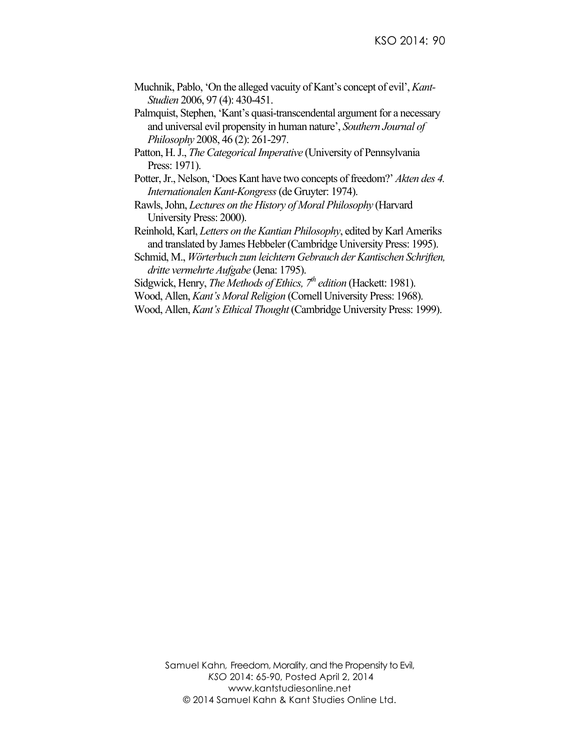Muchnik, Pablo, 'On the alleged vacuity of Kant's concept of evil', *Kant-Studien* 2006, 97 (4): 430-451.

Palmquist, Stephen, 'Kant's quasi-transcendental argument for a necessary and universal evil propensity in human nature', *Southern Journal of Philosophy* 2008, 46 (2): 261-297.

Patton, H. J., *The Categorical Imperative* (University of Pennsylvania Press: 1971).

Potter, Jr., Nelson, 'Does Kant have two concepts of freedom?' *Akten des 4. Internationalen Kant-Kongress* (de Gruyter: 1974).

Rawls, John, *Lectures on the History of Moral Philosophy* (Harvard University Press: 2000).

Reinhold, Karl, *Letters on the Kantian Philosophy*, edited by Karl Ameriks and translated by James Hebbeler (Cambridge University Press: 1995).

Schmid, M., *Wörterbuch zum leichtern Gebrauch der Kantischen Schriften, dritte vermehrte Aufgabe* (Jena: 1795).

Sidgwick, Henry, *The Methods of Ethics, 7th edition* (Hackett: 1981).

Wood, Allen, *Kant's Moral Religion* (Cornell University Press: 1968).

Wood, Allen, *Kant's Ethical Thought* (Cambridge University Press: 1999).